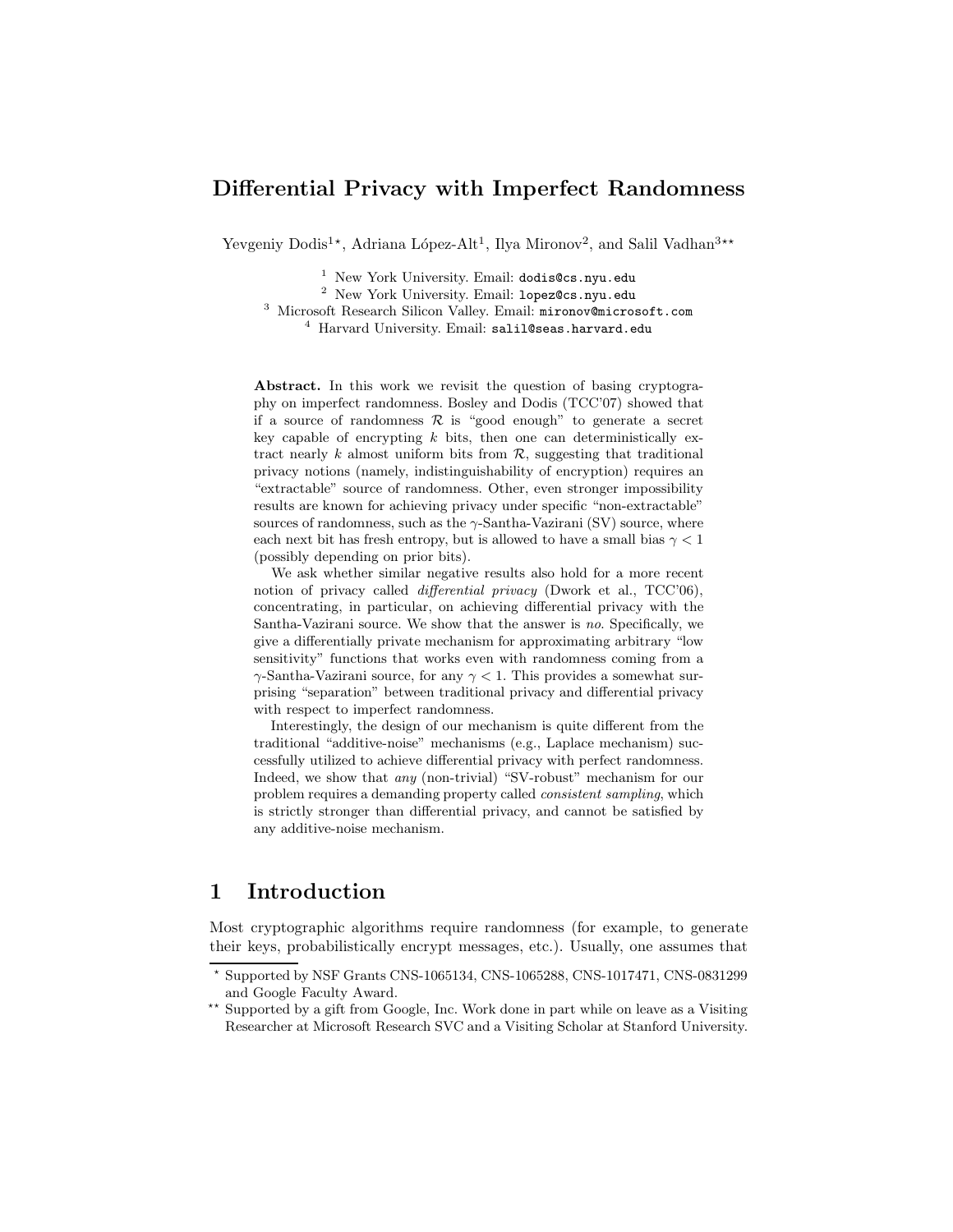# Differential Privacy with Imperfect Randomness

Yevgeniy Dodis[1]⋆, Adriana López-Alt[1], Ilya Mironov[2], and Salil Vadhan[3]⋆⋆

[1] New York University. Email: dodis@cs.nyu.edu

[2] New York University. Email: lopez@cs.nyu.edu

[3] Microsoft Research Silicon Valley. Email: mironov@microsoft.com

[4] Harvard University. Email: salil@seas.harvard.edu

**Abstract.** In this work we revisit the question of basing cryptography on imperfect randomness. Bosley and Dodis (TCC'07) showed that if a source of randomness $\mathcal{R}$ is "good enough" to generate a secret key capable of encrypting $k$ bits, then one can deterministically extract nearly $k$ almost uniform bits from $\mathcal{R}$, suggesting that traditional privacy notions (namely, indistinguishability of encryption) requires an "extractable" source of randomness. Other, even stronger impossibility results are known for achieving privacy under specific "non-extractable" sources of randomness, such as the $\gamma$-Santha-Vazirani (SV) source, where each next bit has fresh entropy, but is allowed to have a small bias $\gamma < 1$ (possibly depending on prior bits).

We ask whether similar negative results also hold for a more recent notion of privacy called *differential privacy* (Dwork et al., TCC'06), concentrating, in particular, on achieving differential privacy with the Santha-Vazirani source. We show that the answer is *no*. Specifically, we give a differentially private mechanism for approximating arbitrary "low sensitivity" functions that works even with randomness coming from a $\gamma$-Santha-Vazirani source, for any $\gamma < 1$. This provides a somewhat surprising "separation" between traditional privacy and differential privacy with respect to imperfect randomness.

Interestingly, the design of our mechanism is quite different from the traditional "additive-noise" mechanisms (e.g., Laplace mechanism) successfully utilized to achieve differential privacy with perfect randomness. Indeed, we show that *any* (non-trivial) "SV-robust" mechanism for our problem requires a demanding property called *consistent sampling*, which is strictly stronger than differential privacy, and cannot be satisfied by any additive-noise mechanism.

## 1 Introduction

Most cryptographic algorithms require randomness (for example, to generate their keys, probabilistically encrypt messages, etc.). Usually, one assumes that

⋆ Supported by NSF Grants CNS-1065134, CNS-1065288, CNS-1017471, CNS-0831299 and Google Faculty Award.

⋆⋆ Supported by a gift from Google, Inc. Work done in part while on leave as a Visiting Researcher at Microsoft Research SVC and a Visiting Scholar at Stanford University.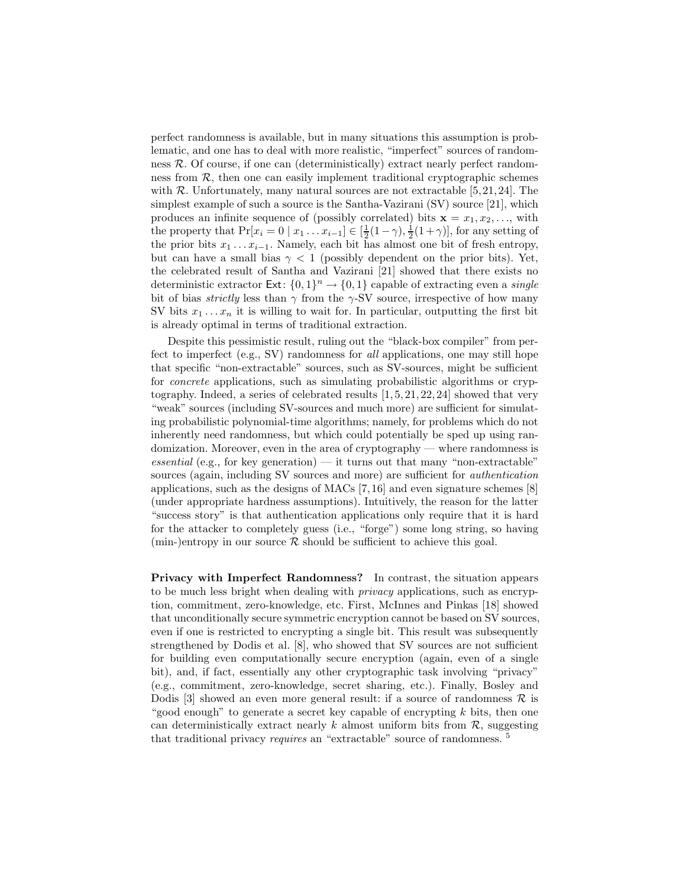perfect randomness is available, but in many situations this assumption is problematic, and one has to deal with more realistic, "imperfect" sources of randomness $\mathcal{R}$. Of course, if one can (deterministically) extract nearly perfect randomness from $\mathcal{R}$, then one can easily implement traditional cryptographic schemes with $\mathcal{R}$. Unfortunately, many natural sources are not extractable [5, 21, 24]. The simplest example of such a source is the Santha-Vazirani (SV) source [21], which produces an infinite sequence of (possibly correlated) bits $\mathbf{x} = x_1, x_2, \ldots$, with the property that $\Pr[x_i = 0 \mid x_1 \ldots x_{i-1}] \in [\frac{1}{2}(1-\gamma), \frac{1}{2}(1+\gamma)]$, for any setting of the prior bits $x_1 \ldots x_{i-1}$. Namely, each bit has almost one bit of fresh entropy, but can have a small bias $\gamma < 1$ (possibly dependent on the prior bits). Yet, the celebrated result of Santha and Vazirani [21] showed that there exists no deterministic extractor $\mathsf{Ext}\colon \{0,1\}^n \to \{0,1\}$ capable of extracting even a *single* bit of bias *strictly* less than $\gamma$ from the $\gamma$-SV source, irrespective of how many SV bits $x_1 \ldots x_n$ it is willing to wait for. In particular, outputting the first bit is already optimal in terms of traditional extraction.

Despite this pessimistic result, ruling out the "black-box compiler" from perfect to imperfect (e.g., SV) randomness for *all* applications, one may still hope that specific "non-extractable" sources, such as SV-sources, might be sufficient for *concrete* applications, such as simulating probabilistic algorithms or cryptography. Indeed, a series of celebrated results [1, 5, 21, 22, 24] showed that very "weak" sources (including SV-sources and much more) are sufficient for simulating probabilistic polynomial-time algorithms; namely, for problems which do not inherently need randomness, but which could potentially be sped up using randomization. Moreover, even in the area of cryptography — where randomness is *essential* (e.g., for key generation) — it turns out that many "non-extractable" sources (again, including SV sources and more) are sufficient for *authentication* applications, such as the designs of MACs [7, 16] and even signature schemes [8] (under appropriate hardness assumptions). Intuitively, the reason for the latter "success story" is that authentication applications only require that it is hard for the attacker to completely guess (i.e., "forge") some long string, so having (min-)entropy in our source $\mathcal{R}$ should be sufficient to achieve this goal.

**Privacy with Imperfect Randomness?** In contrast, the situation appears to be much less bright when dealing with *privacy* applications, such as encryption, commitment, zero-knowledge, etc. First, McInnes and Pinkas [18] showed that unconditionally secure symmetric encryption cannot be based on SV sources, even if one is restricted to encrypting a single bit. This result was subsequently strengthened by Dodis et al. [8], who showed that SV sources are not sufficient for building even computationally secure encryption (again, even of a single bit), and, if fact, essentially any other cryptographic task involving "privacy" (e.g., commitment, zero-knowledge, secret sharing, etc.). Finally, Bosley and Dodis [3] showed an even more general result: if a source of randomness $\mathcal{R}$ is "good enough" to generate a secret key capable of encrypting $k$ bits, then one can deterministically extract nearly $k$ almost uniform bits from $\mathcal{R}$, suggesting that traditional privacy *requires* an "extractable" source of randomness. [5]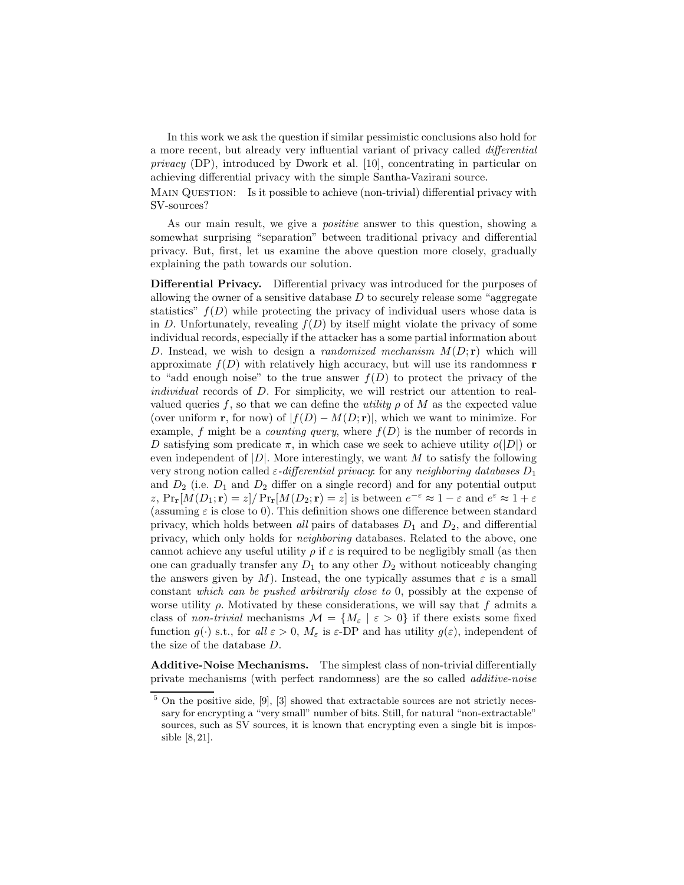In this work we ask the question if similar pessimistic conclusions also hold for a more recent, but already very influential variant of privacy called *differential privacy* (DP), introduced by Dwork et al. [10], concentrating in particular on achieving differential privacy with the simple Santha-Vazirani source.

MAIN QUESTION: Is it possible to achieve (non-trivial) differential privacy with SV-sources?

As our main result, we give a *positive* answer to this question, showing a somewhat surprising "separation" between traditional privacy and differential privacy. But, first, let us examine the above question more closely, gradually explaining the path towards our solution.

**Differential Privacy.** Differential privacy was introduced for the purposes of allowing the owner of a sensitive database $D$ to securely release some "aggregate statistics" $f(D)$ while protecting the privacy of individual users whose data is in $D$. Unfortunately, revealing $f(D)$ by itself might violate the privacy of some individual records, especially if the attacker has a some partial information about $D$. Instead, we wish to design a *randomized mechanism* $M(D; \mathbf{r})$ which will approximate $f(D)$ with relatively high accuracy, but will use its randomness $\mathbf{r}$ to "add enough noise" to the true answer $f(D)$ to protect the privacy of the *individual* records of $D$. For simplicity, we will restrict our attention to real-valued queries $f$, so that we can define the *utility* $\rho$ of $M$ as the expected value (over uniform $\mathbf{r}$, for now) of $|f(D) - M(D; \mathbf{r})|$, which we want to minimize. For example, $f$ might be a *counting query*, where $f(D)$ is the number of records in $D$ satisfying som predicate $\pi$, in which case we seek to achieve utility $o(|D|)$ or even independent of $|D|$. More interestingly, we want $M$ to satisfy the following very strong notion called $\varepsilon$*-differential privacy*: for any *neighboring databases* $D_1$ and $D_2$ (i.e. $D_1$ and $D_2$ differ on a single record) and for any potential output $z$, $\Pr_{\mathbf{r}}[M(D_1; \mathbf{r}) = z] / \Pr_{\mathbf{r}}[M(D_2; \mathbf{r}) = z]$ is between $e^{-\varepsilon} \approx 1 - \varepsilon$ and $e^{\varepsilon} \approx 1 + \varepsilon$ (assuming $\varepsilon$ is close to 0). This definition shows one difference between standard privacy, which holds between *all* pairs of databases $D_1$ and $D_2$, and differential privacy, which only holds for *neighboring* databases. Related to the above, one cannot achieve any useful utility $\rho$ if $\varepsilon$ is required to be negligibly small (as then one can gradually transfer any $D_1$ to any other $D_2$ without noticeably changing the answers given by $M$). Instead, the one typically assumes that $\varepsilon$ is a small constant *which can be pushed arbitrarily close to* 0, possibly at the expense of worse utility $\rho$. Motivated by these considerations, we will say that $f$ admits a class of *non-trivial* mechanisms $\mathcal{M} = \{M_\varepsilon \mid \varepsilon > 0\}$ if there exists some fixed function $g(\cdot)$ s.t., for *all* $\varepsilon > 0$, $M_\varepsilon$ is $\varepsilon$-DP and has utility $g(\varepsilon)$, independent of the size of the database $D$.

**Additive-Noise Mechanisms.** The simplest class of non-trivial differentially private mechanisms (with perfect randomness) are the so called *additive-noise*

[5] On the positive side, [9], [3] showed that extractable sources are not strictly necessary for encrypting a "very small" number of bits. Still, for natural "non-extractable" sources, such as SV sources, it is known that encrypting even a single bit is impossible [8, 21].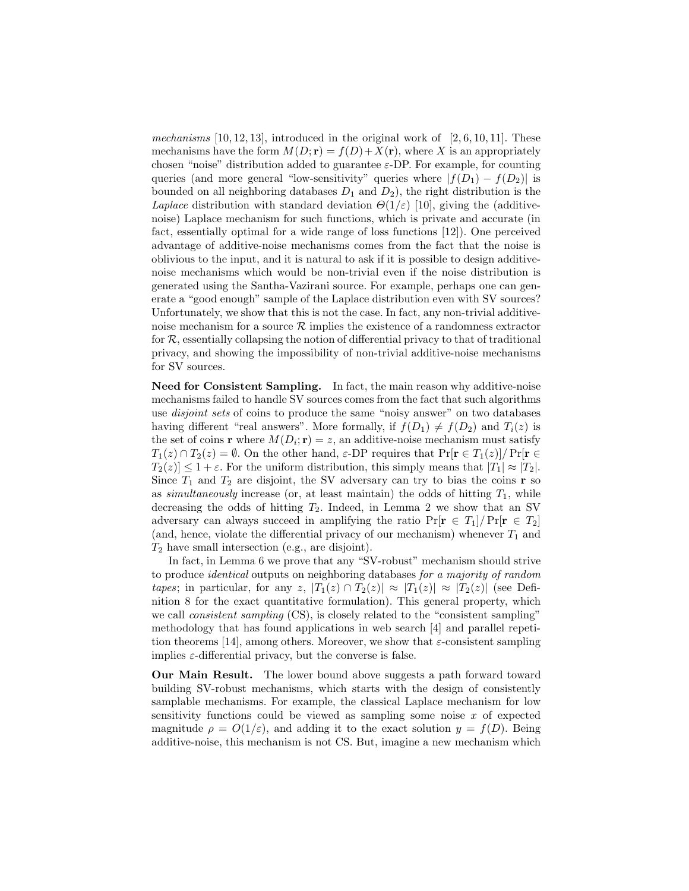*mechanisms* [10, 12, 13], introduced in the original work of [2, 6, 10, 11]. These mechanisms have the form $M(D; \mathbf{r}) = f(D) + X(\mathbf{r})$, where $X$ is an appropriately chosen "noise" distribution added to guarantee $\varepsilon$-DP. For example, for counting queries (and more general "low-sensitivity" queries where $|f(D_1) - f(D_2)|$ is bounded on all neighboring databases $D_1$ and $D_2$), the right distribution is the *Laplace* distribution with standard deviation $\Theta(1/\varepsilon)$ [10], giving the (additive-noise) Laplace mechanism for such functions, which is private and accurate (in fact, essentially optimal for a wide range of loss functions [12]). One perceived advantage of additive-noise mechanisms comes from the fact that the noise is oblivious to the input, and it is natural to ask if it is possible to design additive-noise mechanisms which would be non-trivial even if the noise distribution is generated using the Santha-Vazirani source. For example, perhaps one can generate a "good enough" sample of the Laplace distribution even with SV sources? Unfortunately, we show that this is not the case. In fact, any non-trivial additive-noise mechanism for a source $\mathcal{R}$ implies the existence of a randomness extractor for $\mathcal{R}$, essentially collapsing the notion of differential privacy to that of traditional privacy, and showing the impossibility of non-trivial additive-noise mechanisms for SV sources.

**Need for Consistent Sampling.** In fact, the main reason why additive-noise mechanisms failed to handle SV sources comes from the fact that such algorithms use *disjoint sets* of coins to produce the same "noisy answer" on two databases having different "real answers". More formally, if $f(D_1) \neq f(D_2)$ and $T_i(z)$ is the set of coins $\mathbf{r}$ where $M(D_i; \mathbf{r}) = z$, an additive-noise mechanism must satisfy $T_1(z) \cap T_2(z) = \emptyset$. On the other hand, $\varepsilon$-DP requires that $\Pr[\mathbf{r} \in T_1(z)]/\Pr[\mathbf{r} \in T_2(z)] \leq 1 + \varepsilon$. For the uniform distribution, this simply means that $|T_1| \approx |T_2|$. Since $T_1$ and $T_2$ are disjoint, the SV adversary can try to bias the coins $\mathbf{r}$ so as *simultaneously* increase (or, at least maintain) the odds of hitting $T_1$, while decreasing the odds of hitting $T_2$. Indeed, in Lemma 2 we show that an SV adversary can always succeed in amplifying the ratio $\Pr[\mathbf{r} \in T_1]/\Pr[\mathbf{r} \in T_2]$ (and, hence, violate the differential privacy of our mechanism) whenever $T_1$ and $T_2$ have small intersection (e.g., are disjoint).

In fact, in Lemma 6 we prove that any "SV-robust" mechanism should strive to produce *identical* outputs on neighboring databases *for a majority of random tapes*; in particular, for any $z$, $|T_1(z) \cap T_2(z)| \approx |T_1(z)| \approx |T_2(z)|$ (see Definition 8 for the exact quantitative formulation). This general property, which we call *consistent sampling* (CS), is closely related to the "consistent sampling" methodology that has found applications in web search [4] and parallel repetition theorems [14], among others. Moreover, we show that $\varepsilon$-consistent sampling implies $\varepsilon$-differential privacy, but the converse is false.

**Our Main Result.** The lower bound above suggests a path forward toward building SV-robust mechanisms, which starts with the design of consistently samplable mechanisms. For example, the classical Laplace mechanism for low sensitivity functions could be viewed as sampling some noise $x$ of expected magnitude $\rho = O(1/\varepsilon)$, and adding it to the exact solution $y = f(D)$. Being additive-noise, this mechanism is not CS. But, imagine a new mechanism which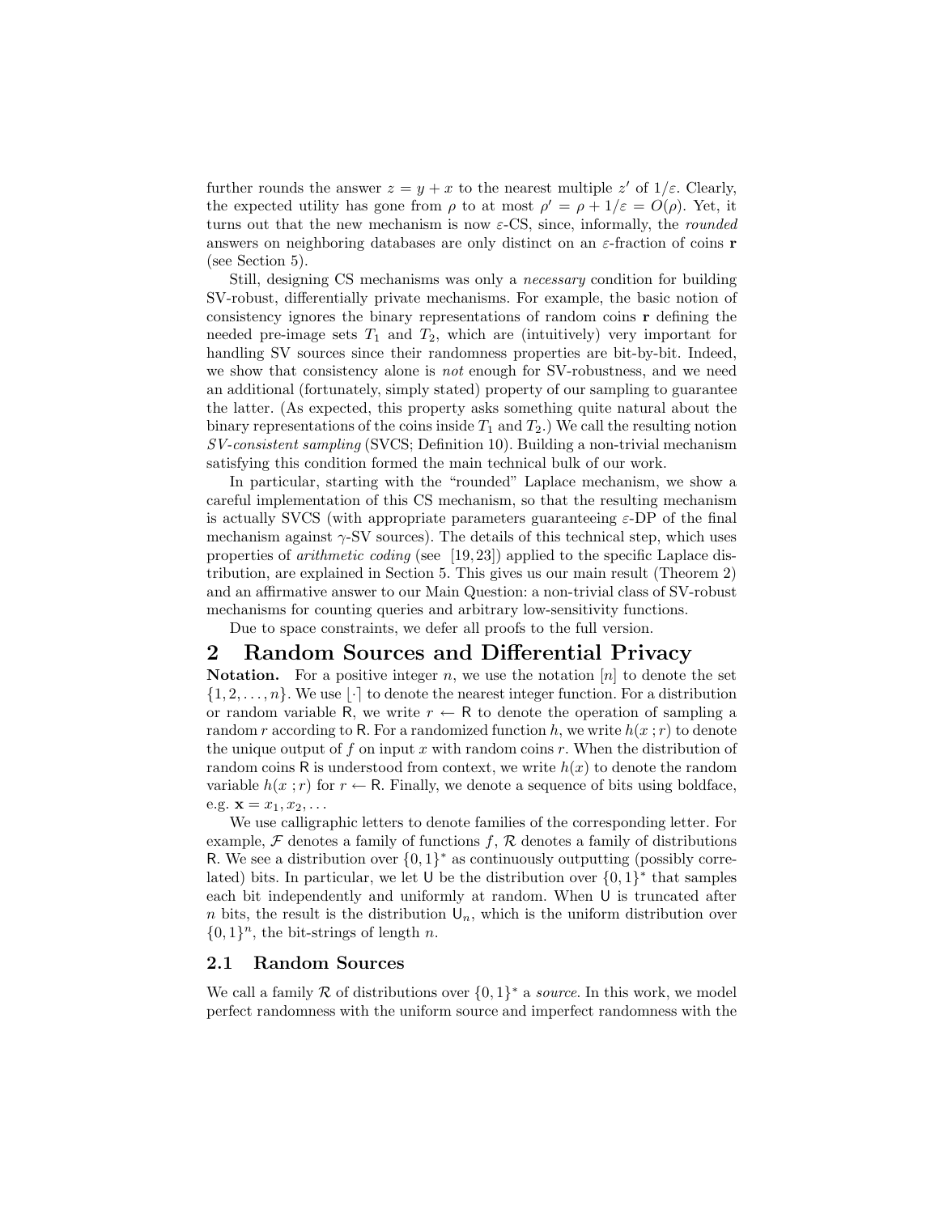further rounds the answer $z = y + x$ to the nearest multiple $z'$ of $1/\varepsilon$. Clearly, the expected utility has gone from $\rho$ to at most $\rho' = \rho + 1/\varepsilon = O(\rho)$. Yet, it turns out that the new mechanism is now $\varepsilon$-CS, since, informally, the *rounded* answers on neighboring databases are only distinct on an $\varepsilon$-fraction of coins $\mathbf{r}$ (see Section 5).

Still, designing CS mechanisms was only a *necessary* condition for building SV-robust, differentially private mechanisms. For example, the basic notion of consistency ignores the binary representations of random coins $\mathbf{r}$ defining the needed pre-image sets $T_1$ and $T_2$, which are (intuitively) very important for handling SV sources since their randomness properties are bit-by-bit. Indeed, we show that consistency alone is *not* enough for SV-robustness, and we need an additional (fortunately, simply stated) property of our sampling to guarantee the latter. (As expected, this property asks something quite natural about the binary representations of the coins inside $T_1$ and $T_2$.) We call the resulting notion *SV-consistent sampling* (SVCS; Definition 10). Building a non-trivial mechanism satisfying this condition formed the main technical bulk of our work.

In particular, starting with the "rounded" Laplace mechanism, we show a careful implementation of this CS mechanism, so that the resulting mechanism is actually SVCS (with appropriate parameters guaranteeing $\varepsilon$-DP of the final mechanism against $\gamma$-SV sources). The details of this technical step, which uses properties of *arithmetic coding* (see [19,23]) applied to the specific Laplace distribution, are explained in Section 5. This gives us our main result (Theorem 2) and an affirmative answer to our Main Question: a non-trivial class of SV-robust mechanisms for counting queries and arbitrary low-sensitivity functions.

Due to space constraints, we defer all proofs to the full version.

## 2 Random Sources and Differential Privacy

**Notation.** For a positive integer $n$, we use the notation $[n]$ to denote the set $\{1, 2, \ldots, n\}$. We use $\lfloor \cdot \rceil$ to denote the nearest integer function. For a distribution or random variable $\mathsf{R}$, we write $r \leftarrow \mathsf{R}$ to denote the operation of sampling a random $r$ according to $\mathsf{R}$. For a randomized function $h$, we write $h(x\,; r)$ to denote the unique output of $f$ on input $x$ with random coins $r$. When the distribution of random coins $\mathsf{R}$ is understood from context, we write $h(x)$ to denote the random variable $h(x\,; r)$ for $r \leftarrow \mathsf{R}$. Finally, we denote a sequence of bits using boldface, e.g. $\mathbf{x} = x_1, x_2, \ldots$

We use calligraphic letters to denote families of the corresponding letter. For example, $\mathcal{F}$ denotes a family of functions $f$, $\mathcal{R}$ denotes a family of distributions $\mathsf{R}$. We see a distribution over $\{0,1\}^*$ as continuously outputting (possibly correlated) bits. In particular, we let $\mathsf{U}$ be the distribution over $\{0,1\}^*$ that samples each bit independently and uniformly at random. When $\mathsf{U}$ is truncated after $n$ bits, the result is the distribution $\mathsf{U}_n$, which is the uniform distribution over $\{0,1\}^n$, the bit-strings of length $n$.

### 2.1 Random Sources

We call a family $\mathcal{R}$ of distributions over $\{0,1\}^*$ a *source*. In this work, we model perfect randomness with the uniform source and imperfect randomness with the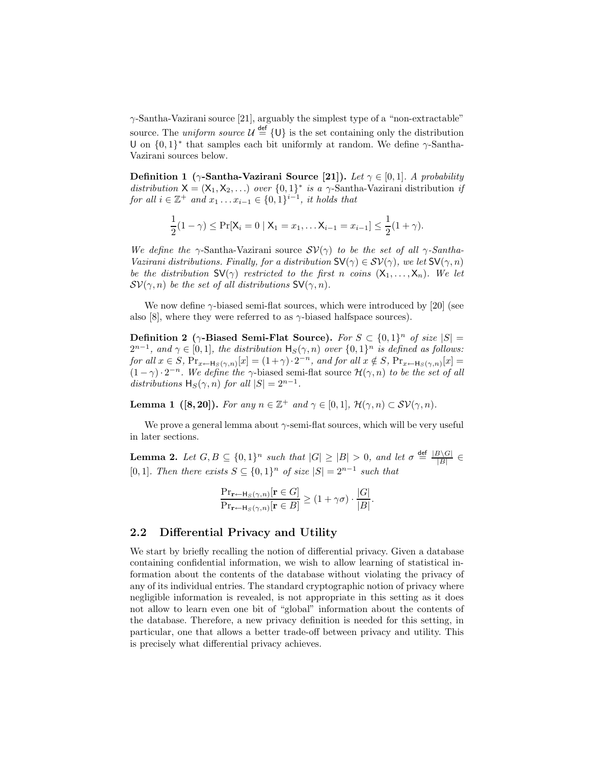$\gamma$-Santha-Vazirani source [21], arguably the simplest type of a "non-extractable" source. The *uniform source* $\mathcal{U} \stackrel{\mathsf{def}}{=} \{\mathsf{U}\}$ is the set containing only the distribution $\mathsf{U}$ on $\{0,1\}^*$ that samples each bit uniformly at random. We define $\gamma$-Santha-Vazirani sources below.

**Definition 1 ($\gamma$-Santha-Vazirani Source [21]).** *Let $\gamma \in [0,1]$. A probability distribution $\mathsf{X} = (\mathsf{X}_1, \mathsf{X}_2, \ldots)$ over $\{0,1\}^*$ is a* $\gamma$-Santha-Vazirani distribution *if for all $i \in \mathbb{Z}^+$ and $x_1 \ldots x_{i-1} \in \{0,1\}^{i-1}$, it holds that*

$$\frac{1}{2}(1-\gamma) \leq \Pr[\mathsf{X}_i = 0 \mid \mathsf{X}_1 = x_1, \ldots \mathsf{X}_{i-1} = x_{i-1}] \leq \frac{1}{2}(1+\gamma).$$

*We define the $\gamma$-Santha-Vazirani source $\mathcal{SV}(\gamma)$ to be the set of all $\gamma$-Santha-Vazirani distributions. Finally, for a distribution $\mathsf{SV}(\gamma) \in \mathcal{SV}(\gamma)$, we let $\mathsf{SV}(\gamma, n)$ be the distribution $\mathsf{SV}(\gamma)$ restricted to the first $n$ coins $(\mathsf{X}_1, \ldots, \mathsf{X}_n)$. We let $\mathcal{SV}(\gamma, n)$ be the set of all distributions $\mathsf{SV}(\gamma, n)$.*

We now define $\gamma$-biased semi-flat sources, which were introduced by [20] (see also [8], where they were referred to as $\gamma$-biased halfspace sources).

**Definition 2 ($\gamma$-Biased Semi-Flat Source).** *For $S \subset \{0,1\}^n$ of size $|S| = 2^{n-1}$, and $\gamma \in [0,1]$, the distribution $\mathsf{H}_S(\gamma, n)$ over $\{0,1\}^n$ is defined as follows: for all $x \in S$, $\Pr_{x \leftarrow \mathsf{H}_S(\gamma,n)}[x] = (1+\gamma) \cdot 2^{-n}$, and for all $x \notin S$, $\Pr_{x \leftarrow \mathsf{H}_S(\gamma,n)}[x] = (1-\gamma) \cdot 2^{-n}$. We define the $\gamma$-biased semi-flat source $\mathcal{H}(\gamma, n)$ to be the set of all distributions $\mathsf{H}_S(\gamma, n)$ for all $|S| = 2^{n-1}$.*

**Lemma 1 ([8, 20]).** *For any $n \in \mathbb{Z}^+$ and $\gamma \in [0,1]$, $\mathcal{H}(\gamma, n) \subset \mathcal{SV}(\gamma, n)$.*

We prove a general lemma about $\gamma$-semi-flat sources, which will be very useful in later sections.

**Lemma 2.** *Let $G, B \subseteq \{0,1\}^n$ such that $|G| \geq |B| > 0$, and let $\sigma \stackrel{\mathsf{def}}{=} \frac{|B \setminus G|}{|B|} \in [0,1]$. Then there exists $S \subseteq \{0,1\}^n$ of size $|S| = 2^{n-1}$ such that*

$$\frac{\Pr_{\mathbf{r} \leftarrow \mathsf{H}_S(\gamma,n)}[\mathbf{r} \in G]}{\Pr_{\mathbf{r} \leftarrow \mathsf{H}_S(\gamma,n)}[\mathbf{r} \in B]} \geq (1 + \gamma\sigma) \cdot \frac{|G|}{|B|}.$$

## 2.2 Differential Privacy and Utility

We start by briefly recalling the notion of differential privacy. Given a database containing confidential information, we wish to allow learning of statistical information about the contents of the database without violating the privacy of any of its individual entries. The standard cryptographic notion of privacy where negligible information is revealed, is not appropriate in this setting as it does not allow to learn even one bit of "global" information about the contents of the database. Therefore, a new privacy definition is needed for this setting, in particular, one that allows a better trade-off between privacy and utility. This is precisely what differential privacy achieves.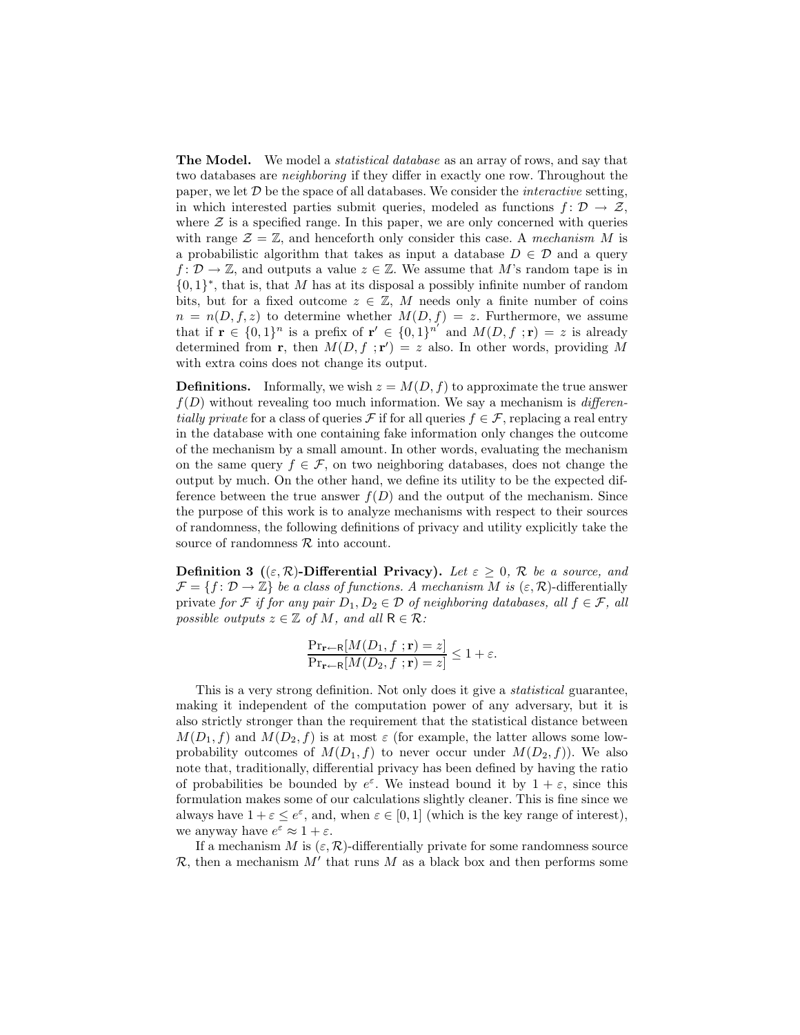**The Model.** We model a *statistical database* as an array of rows, and say that two databases are *neighboring* if they differ in exactly one row. Throughout the paper, we let $\mathcal{D}$ be the space of all databases. We consider the *interactive* setting, in which interested parties submit queries, modeled as functions $f\colon \mathcal{D} \to \mathcal{Z}$, where $\mathcal{Z}$ is a specified range. In this paper, we are only concerned with queries with range $\mathcal{Z} = \mathbb{Z}$, and henceforth only consider this case. A *mechanism* $M$ is a probabilistic algorithm that takes as input a database $D \in \mathcal{D}$ and a query $f\colon \mathcal{D} \to \mathbb{Z}$, and outputs a value $z \in \mathbb{Z}$. We assume that $M$'s random tape is in $\{0,1\}^*$, that is, that $M$ has at its disposal a possibly infinite number of random bits, but for a fixed outcome $z \in \mathbb{Z}$, $M$ needs only a finite number of coins $n = n(D, f, z)$ to determine whether $M(D, f) = z$. Furthermore, we assume that if $\mathbf{r} \in \{0,1\}^n$ is a prefix of $\mathbf{r}' \in \{0,1\}^{n'}$ and $M(D, f\ ; \mathbf{r}) = z$ is already determined from $\mathbf{r}$, then $M(D, f\ ; \mathbf{r}') = z$ also. In other words, providing $M$ with extra coins does not change its output.

**Definitions.** Informally, we wish $z = M(D, f)$ to approximate the true answer $f(D)$ without revealing too much information. We say a mechanism is *differentially private* for a class of queries $\mathcal{F}$ if for all queries $f \in \mathcal{F}$, replacing a real entry in the database with one containing fake information only changes the outcome of the mechanism by a small amount. In other words, evaluating the mechanism on the same query $f \in \mathcal{F}$, on two neighboring databases, does not change the output by much. On the other hand, we define its utility to be the expected difference between the true answer $f(D)$ and the output of the mechanism. Since the purpose of this work is to analyze mechanisms with respect to their sources of randomness, the following definitions of privacy and utility explicitly take the source of randomness $\mathcal{R}$ into account.

**Definition 3 (($\varepsilon, \mathcal{R}$)-Differential Privacy).** *Let $\varepsilon \geq 0$, $\mathcal{R}$ be a source, and $\mathcal{F} = \{f\colon \mathcal{D} \to \mathbb{Z}\}$ be a class of functions. A mechanism $M$ is* $(\varepsilon, \mathcal{R})$-differentially private *for $\mathcal{F}$ if for any pair $D_1, D_2 \in \mathcal{D}$ of neighboring databases, all $f \in \mathcal{F}$, all possible outputs $z \in \mathbb{Z}$ of $M$, and all $\mathsf{R} \in \mathcal{R}$:*

$$\frac{\Pr_{\mathbf{r} \leftarrow \mathsf{R}}[M(D_1, f\ ; \mathbf{r}) = z]}{\Pr_{\mathbf{r} \leftarrow \mathsf{R}}[M(D_2, f\ ; \mathbf{r}) = z]} \leq 1 + \varepsilon.$$

This is a very strong definition. Not only does it give a *statistical* guarantee, making it independent of the computation power of any adversary, but it is also strictly stronger than the requirement that the statistical distance between $M(D_1, f)$ and $M(D_2, f)$ is at most $\varepsilon$ (for example, the latter allows some low-probability outcomes of $M(D_1, f)$ to never occur under $M(D_2, f)$). We also note that, traditionally, differential privacy has been defined by having the ratio of probabilities be bounded by $e^{\varepsilon}$. We instead bound it by $1 + \varepsilon$, since this formulation makes some of our calculations slightly cleaner. This is fine since we always have $1 + \varepsilon \leq e^{\varepsilon}$, and, when $\varepsilon \in [0, 1]$ (which is the key range of interest), we anyway have $e^{\varepsilon} \approx 1 + \varepsilon$.

If a mechanism $M$ is $(\varepsilon, \mathcal{R})$-differentially private for some randomness source $\mathcal{R}$, then a mechanism $M'$ that runs $M$ as a black box and then performs some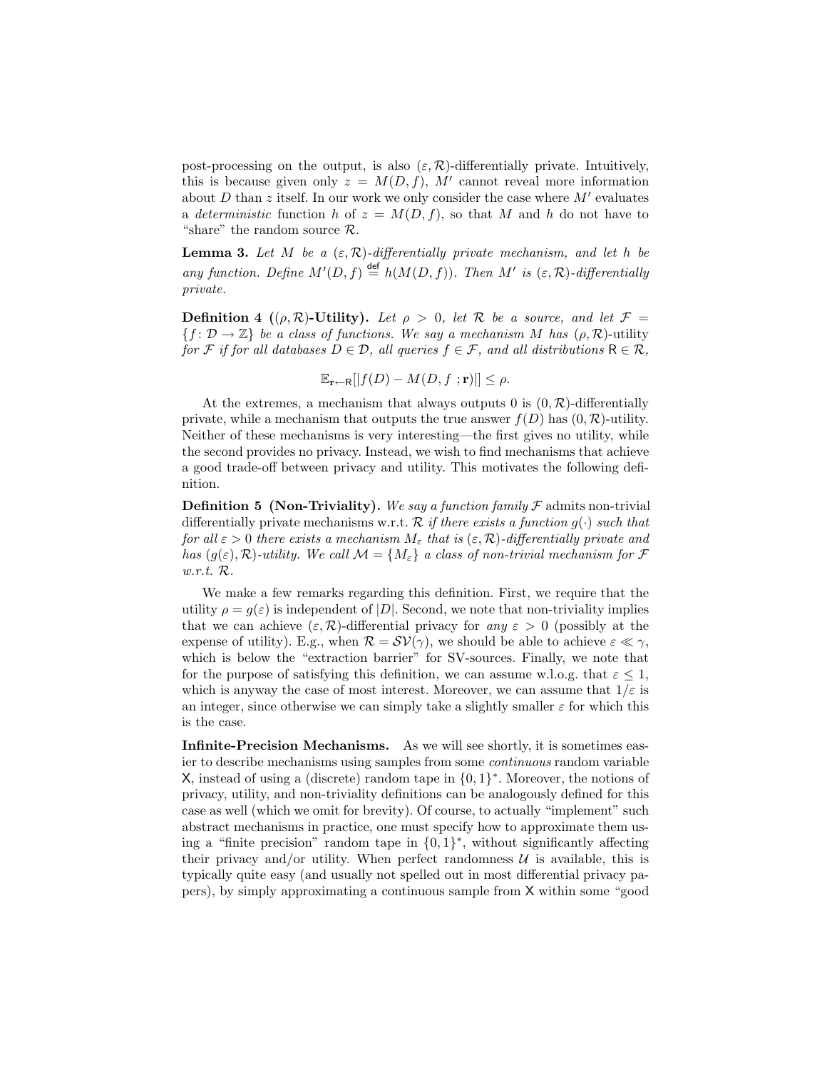post-processing on the output, is also $(\varepsilon, \mathcal{R})$-differentially private. Intuitively, this is because given only $z = M(D, f)$, $M'$ cannot reveal more information about $D$ than $z$ itself. In our work we only consider the case where $M'$ evaluates a *deterministic* function $h$ of $z = M(D, f)$, so that $M$ and $h$ do not have to "share" the random source $\mathcal{R}$.

**Lemma 3.** *Let $M$ be a $(\varepsilon, \mathcal{R})$-differentially private mechanism, and let $h$ be any function. Define $M'(D, f) \stackrel{\mathsf{def}}{=} h(M(D, f))$. Then $M'$ is $(\varepsilon, \mathcal{R})$-differentially private.*

**Definition 4 ($(\rho, \mathcal{R})$-Utility).** *Let $\rho > 0$, let $\mathcal{R}$ be a source, and let $\mathcal{F} = \{f : \mathcal{D} \to \mathbb{Z}\}$ be a class of functions. We say a mechanism $M$ has $(\rho, \mathcal{R})$-utility for $\mathcal{F}$ if for all databases $D \in \mathcal{D}$, all queries $f \in \mathcal{F}$, and all distributions $\mathsf{R} \in \mathcal{R}$,*

$$\mathbb{E}_{\mathbf{r} \leftarrow \mathsf{R}}[|f(D) - M(D, f\ ; \mathbf{r})|] \leq \rho.$$

At the extremes, a mechanism that always outputs 0 is $(0, \mathcal{R})$-differentially private, while a mechanism that outputs the true answer $f(D)$ has $(0, \mathcal{R})$-utility. Neither of these mechanisms is very interesting—the first gives no utility, while the second provides no privacy. Instead, we wish to find mechanisms that achieve a good trade-off between privacy and utility. This motivates the following definition.

**Definition 5 (Non-Triviality).** *We say a function family $\mathcal{F}$ admits* non-trivial differentially private mechanisms *w.r.t. $\mathcal{R}$ if there exists a function $g(\cdot)$ such that for all $\varepsilon > 0$ there exists a mechanism $M_\varepsilon$ that is $(\varepsilon, \mathcal{R})$-differentially private and has $(g(\varepsilon), \mathcal{R})$-utility. We call $\mathcal{M} = \{M_\varepsilon\}$ a class of non-trivial mechanism for $\mathcal{F}$ w.r.t. $\mathcal{R}$.*

We make a few remarks regarding this definition. First, we require that the utility $\rho = g(\varepsilon)$ is independent of $|D|$. Second, we note that non-triviality implies that we can achieve $(\varepsilon, \mathcal{R})$-differential privacy for *any* $\varepsilon > 0$ (possibly at the expense of utility). E.g., when $\mathcal{R} = \mathcal{SV}(\gamma)$, we should be able to achieve $\varepsilon \ll \gamma$, which is below the "extraction barrier" for SV-sources. Finally, we note that for the purpose of satisfying this definition, we can assume w.l.o.g. that $\varepsilon \leq 1$, which is anyway the case of most interest. Moreover, we can assume that $1/\varepsilon$ is an integer, since otherwise we can simply take a slightly smaller $\varepsilon$ for which this is the case.

**Infinite-Precision Mechanisms.** As we will see shortly, it is sometimes easier to describe mechanisms using samples from some *continuous* random variable $\mathsf{X}$, instead of using a (discrete) random tape in $\{0,1\}^*$. Moreover, the notions of privacy, utility, and non-triviality definitions can be analogously defined for this case as well (which we omit for brevity). Of course, to actually "implement" such abstract mechanisms in practice, one must specify how to approximate them using a "finite precision" random tape in $\{0,1\}^*$, without significantly affecting their privacy and/or utility. When perfect randomness $\mathcal{U}$ is available, this is typically quite easy (and usually not spelled out in most differential privacy papers), by simply approximating a continuous sample from $\mathsf{X}$ within some "good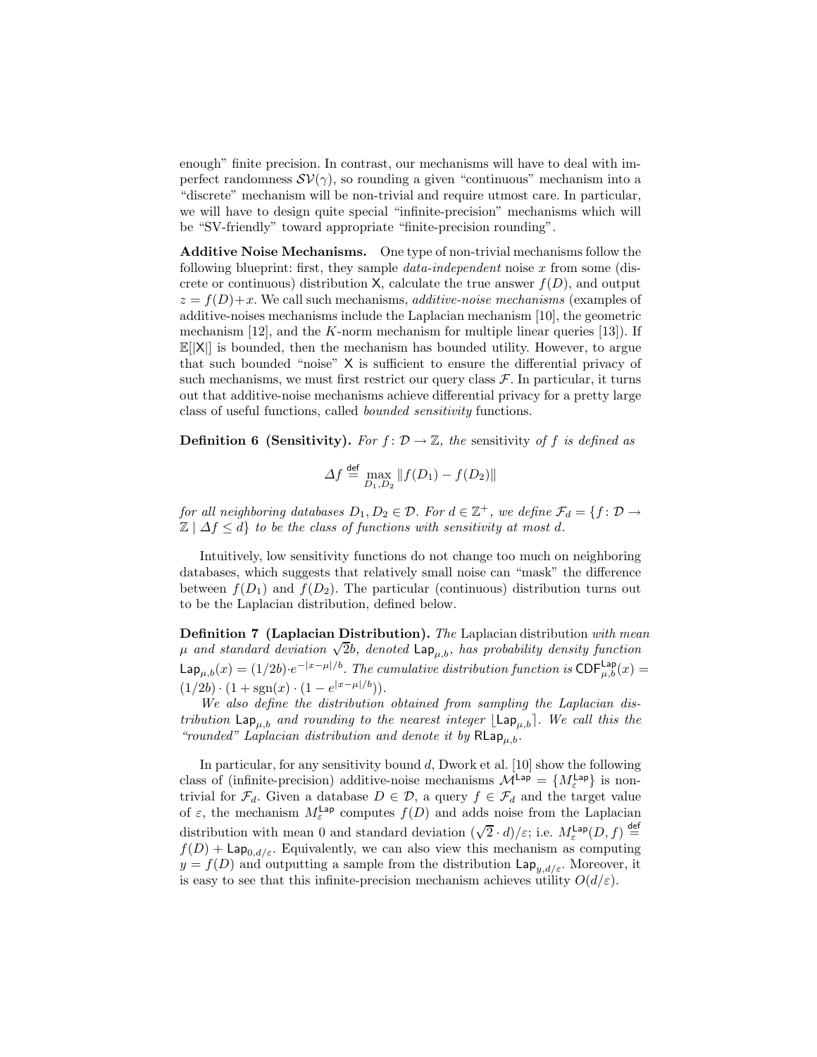enough" finite precision. In contrast, our mechanisms will have to deal with imperfect randomness $\mathcal{SV}(\gamma)$, so rounding a given "continuous" mechanism into a "discrete" mechanism will be non-trivial and require utmost care. In particular, we will have to design quite special "infinite-precision" mechanisms which will be "SV-friendly" toward appropriate "finite-precision rounding".

**Additive Noise Mechanisms.** One type of non-trivial mechanisms follow the following blueprint: first, they sample *data-independent* noise $x$ from some (discrete or continuous) distribution $\mathsf{X}$, calculate the true answer $f(D)$, and output $z = f(D)+x$. We call such mechanisms, *additive-noise mechanisms* (examples of additive-noises mechanisms include the Laplacian mechanism [10], the geometric mechanism [12], and the $K$-norm mechanism for multiple linear queries [13]). If $\mathbb{E}[|\mathsf{X}|]$ is bounded, then the mechanism has bounded utility. However, to argue that such bounded "noise" $\mathsf{X}$ is sufficient to ensure the differential privacy of such mechanisms, we must first restrict our query class $\mathcal{F}$. In particular, it turns out that additive-noise mechanisms achieve differential privacy for a pretty large class of useful functions, called *bounded sensitivity* functions.

**Definition 6 (Sensitivity).** *For $f \colon \mathcal{D} \to \mathbb{Z}$, the* sensitivity *of $f$ is defined as*

$$\Delta f \stackrel{\mathsf{def}}{=} \max_{D_1, D_2} \| f(D_1) - f(D_2) \|$$

*for all neighboring databases $D_1, D_2 \in \mathcal{D}$. For $d \in \mathbb{Z}^+$, we define $\mathcal{F}_d = \{f \colon \mathcal{D} \to \mathbb{Z} \mid \Delta f \leq d\}$ to be the class of functions with sensitivity at most $d$.*

Intuitively, low sensitivity functions do not change too much on neighboring databases, which suggests that relatively small noise can "mask" the difference between $f(D_1)$ and $f(D_2)$. The particular (continuous) distribution turns out to be the Laplacian distribution, defined below.

**Definition 7 (Laplacian Distribution).** *The* Laplacian distribution *with mean $\mu$ and standard deviation $\sqrt{2}b$, denoted $\mathsf{Lap}_{\mu,b}$, has probability density function $\mathsf{Lap}_{\mu,b}(x) = (1/2b) \cdot e^{-|x-\mu|/b}$. The cumulative distribution function is $\mathsf{CDF}^{\mathsf{Lap}}_{\mu,b}(x) = (1/2b) \cdot (1 + \mathrm{sgn}(x) \cdot (1 - e^{|x-\mu|/b}))$.*

*We also define the distribution obtained from sampling the Laplacian distribution $\mathsf{Lap}_{\mu,b}$ and rounding to the nearest integer $\lfloor \mathsf{Lap}_{\mu,b} \rceil$. We call this the "rounded" Laplacian distribution and denote it by $\mathsf{RLap}_{\mu,b}$.*

In particular, for any sensitivity bound $d$, Dwork et al. [10] show the following class of (infinite-precision) additive-noise mechanisms $\mathcal{M}^{\mathsf{Lap}} = \{M^{\mathsf{Lap}}_\varepsilon\}$ is non-trivial for $\mathcal{F}_d$. Given a database $D \in \mathcal{D}$, a query $f \in \mathcal{F}_d$ and the target value of $\varepsilon$, the mechanism $M^{\mathsf{Lap}}_\varepsilon$ computes $f(D)$ and adds noise from the Laplacian distribution with mean 0 and standard deviation $(\sqrt{2} \cdot d)/\varepsilon$; i.e. $M^{\mathsf{Lap}}_\varepsilon(D, f) \stackrel{\mathsf{def}}{=} f(D) + \mathsf{Lap}_{0,d/\varepsilon}$. Equivalently, we can also view this mechanism as computing $y = f(D)$ and outputting a sample from the distribution $\mathsf{Lap}_{y,d/\varepsilon}$. Moreover, it is easy to see that this infinite-precision mechanism achieves utility $O(d/\varepsilon)$.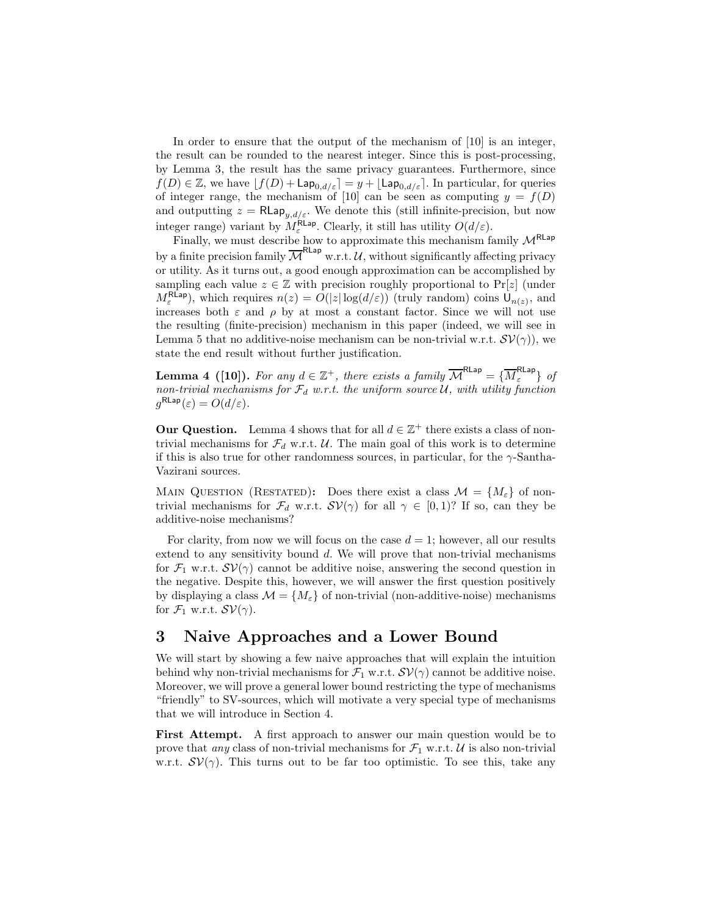In order to ensure that the output of the mechanism of [10] is an integer, the result can be rounded to the nearest integer. Since this is post-processing, by Lemma 3, the result has the same privacy guarantees. Furthermore, since $f(D) \in \mathbb{Z}$, we have $\lfloor f(D) + \mathsf{Lap}_{0,d/\varepsilon} \rceil = y + \lfloor \mathsf{Lap}_{0,d/\varepsilon} \rceil$. In particular, for queries of integer range, the mechanism of [10] can be seen as computing $y = f(D)$ and outputting $z = \mathsf{RLap}_{y,d/\varepsilon}$. We denote this (still infinite-precision, but now integer range) variant by $M_\varepsilon^{\mathsf{RLap}}$. Clearly, it still has utility $O(d/\varepsilon)$.

Finally, we must describe how to approximate this mechanism family $\mathcal{M}^{\mathsf{RLap}}$ by a finite precision family $\overline{\mathcal{M}}^{\mathsf{RLap}}$ w.r.t. $\mathcal{U}$, without significantly affecting privacy or utility. As it turns out, a good enough approximation can be accomplished by sampling each value $z \in \mathbb{Z}$ with precision roughly proportional to $\Pr[z]$ (under $M_\varepsilon^{\mathsf{RLap}}$), which requires $n(z) = O(|z| \log(d/\varepsilon))$ (truly random) coins $\mathsf{U}_{n(z)}$, and increases both $\varepsilon$ and $\rho$ by at most a constant factor. Since we will not use the resulting (finite-precision) mechanism in this paper (indeed, we will see in Lemma 5 that no additive-noise mechanism can be non-trivial w.r.t. $\mathcal{SV}(\gamma)$), we state the end result without further justification.

**Lemma 4 ([10]).** *For any $d \in \mathbb{Z}^+$, there exists a family $\overline{\mathcal{M}}^{\mathsf{RLap}} = \{\overline{M}_\varepsilon^{\mathsf{RLap}}\}$ of non-trivial mechanisms for $\mathcal{F}_d$ w.r.t. the uniform source $\mathcal{U}$, with utility function $g^{\mathsf{RLap}}(\varepsilon) = O(d/\varepsilon)$.*

**Our Question.** Lemma 4 shows that for all $d \in \mathbb{Z}^+$ there exists a class of non-trivial mechanisms for $\mathcal{F}_d$ w.r.t. $\mathcal{U}$. The main goal of this work is to determine if this is also true for other randomness sources, in particular, for the $\gamma$-Santha-Vazirani sources.

Main Question (Restated): Does there exist a class $\mathcal{M} = \{M_\varepsilon\}$ of non-trivial mechanisms for $\mathcal{F}_d$ w.r.t. $\mathcal{SV}(\gamma)$ for all $\gamma \in [0, 1)$? If so, can they be additive-noise mechanisms?

For clarity, from now we will focus on the case $d = 1$; however, all our results extend to any sensitivity bound $d$. We will prove that non-trivial mechanisms for $\mathcal{F}_1$ w.r.t. $\mathcal{SV}(\gamma)$ cannot be additive noise, answering the second question in the negative. Despite this, however, we will answer the first question positively by displaying a class $\mathcal{M} = \{M_\varepsilon\}$ of non-trivial (non-additive-noise) mechanisms for $\mathcal{F}_1$ w.r.t. $\mathcal{SV}(\gamma)$.

## 3 Naive Approaches and a Lower Bound

We will start by showing a few naive approaches that will explain the intuition behind why non-trivial mechanisms for $\mathcal{F}_1$ w.r.t. $\mathcal{SV}(\gamma)$ cannot be additive noise. Moreover, we will prove a general lower bound restricting the type of mechanisms "friendly" to SV-sources, which will motivate a very special type of mechanisms that we will introduce in Section 4.

**First Attempt.** A first approach to answer our main question would be to prove that *any* class of non-trivial mechanisms for $\mathcal{F}_1$ w.r.t. $\mathcal{U}$ is also non-trivial w.r.t. $\mathcal{SV}(\gamma)$. This turns out to be far too optimistic. To see this, take any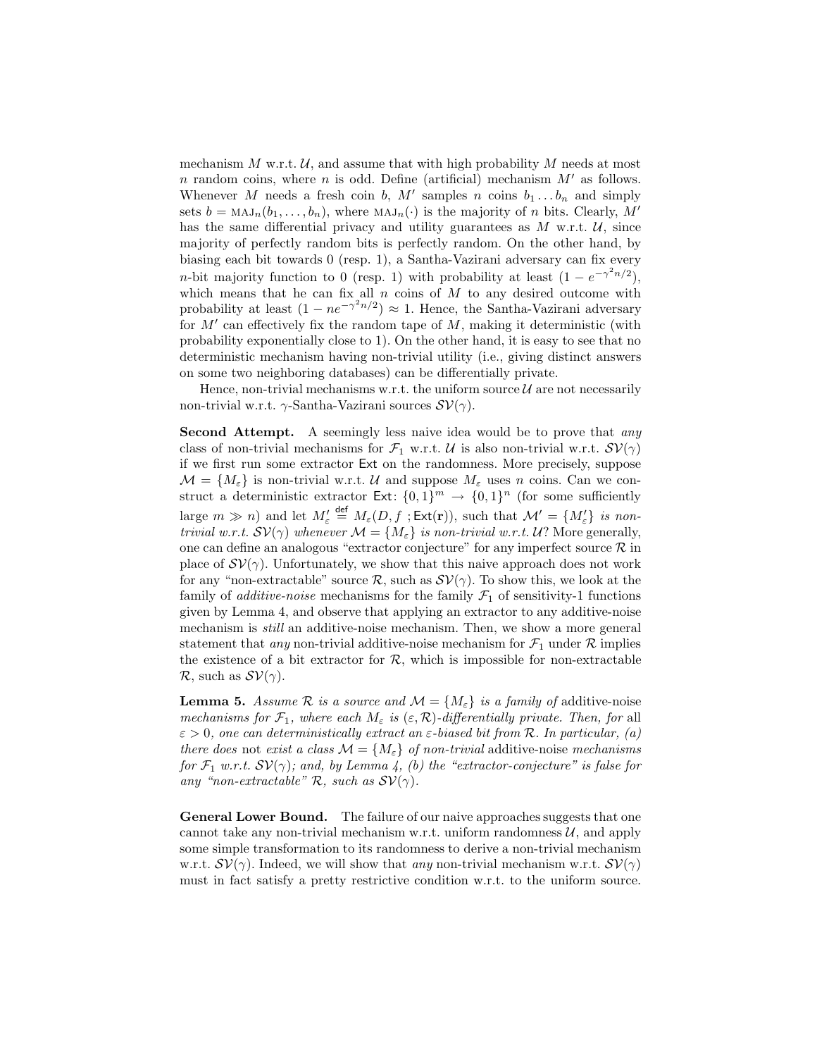mechanism $M$ w.r.t. $\mathcal{U}$, and assume that with high probability $M$ needs at most $n$ random coins, where $n$ is odd. Define (artificial) mechanism $M'$ as follows. Whenever $M$ needs a fresh coin $b$, $M'$ samples $n$ coins $b_1 \dots b_n$ and simply sets $b = \text{MAJ}_n(b_1, \dots, b_n)$, where $\text{MAJ}_n(\cdot)$ is the majority of $n$ bits. Clearly, $M'$ has the same differential privacy and utility guarantees as $M$ w.r.t. $\mathcal{U}$, since majority of perfectly random bits is perfectly random. On the other hand, by biasing each bit towards 0 (resp. 1), a Santha-Vazirani adversary can fix every $n$-bit majority function to 0 (resp. 1) with probability at least $(1 - e^{-\gamma^2 n/2})$, which means that he can fix all $n$ coins of $M$ to any desired outcome with probability at least $(1 - ne^{-\gamma^2 n/2}) \approx 1$. Hence, the Santha-Vazirani adversary for $M'$ can effectively fix the random tape of $M$, making it deterministic (with probability exponentially close to 1). On the other hand, it is easy to see that no deterministic mechanism having non-trivial utility (i.e., giving distinct answers on some two neighboring databases) can be differentially private.

Hence, non-trivial mechanisms w.r.t. the uniform source $\mathcal{U}$ are not necessarily non-trivial w.r.t. $\gamma$-Santha-Vazirani sources $\mathcal{SV}(\gamma)$.

**Second Attempt.** A seemingly less naive idea would be to prove that *any* class of non-trivial mechanisms for $\mathcal{F}_1$ w.r.t. $\mathcal{U}$ is also non-trivial w.r.t. $\mathcal{SV}(\gamma)$ if we first run some extractor $\mathsf{Ext}$ on the randomness. More precisely, suppose $\mathcal{M} = \{M_\varepsilon\}$ is non-trivial w.r.t. $\mathcal{U}$ and suppose $M_\varepsilon$ uses $n$ coins. Can we construct a deterministic extractor $\mathsf{Ext}\colon \{0,1\}^m \to \{0,1\}^n$ (for some sufficiently large $m \gg n$) and let $M'_\varepsilon \stackrel{\mathsf{def}}{=} M_\varepsilon(D, f\ ; \mathsf{Ext}(\mathbf{r}))$, such that *$\mathcal{M}' = \{M'_\varepsilon\}$ is non-trivial w.r.t. $\mathcal{SV}(\gamma)$ whenever $\mathcal{M} = \{M_\varepsilon\}$ is non-trivial w.r.t. $\mathcal{U}$*? More generally, one can define an analogous "extractor conjecture" for any imperfect source $\mathcal{R}$ in place of $\mathcal{SV}(\gamma)$. Unfortunately, we show that this naive approach does not work for any "non-extractable" source $\mathcal{R}$, such as $\mathcal{SV}(\gamma)$. To show this, we look at the family of *additive-noise* mechanisms for the family $\mathcal{F}_1$ of sensitivity-1 functions given by Lemma 4, and observe that applying an extractor to any additive-noise mechanism is *still* an additive-noise mechanism. Then, we show a more general statement that *any* non-trivial additive-noise mechanism for $\mathcal{F}_1$ under $\mathcal{R}$ implies the existence of a bit extractor for $\mathcal{R}$, which is impossible for non-extractable $\mathcal{R}$, such as $\mathcal{SV}(\gamma)$.

**Lemma 5.** *Assume $\mathcal{R}$ is a source and $\mathcal{M} = \{M_\varepsilon\}$ is a family of* additive-noise *mechanisms for $\mathcal{F}_1$, where each $M_\varepsilon$ is $(\varepsilon, \mathcal{R})$-differentially private. Then, for* all *$\varepsilon > 0$, one can deterministically extract an $\varepsilon$-biased bit from $\mathcal{R}$. In particular, (a) there does* not *exist a class $\mathcal{M} = \{M_\varepsilon\}$ of non-trivial* additive-noise *mechanisms for $\mathcal{F}_1$ w.r.t. $\mathcal{SV}(\gamma)$; and, by Lemma 4, (b) the "extractor-conjecture" is false for any "non-extractable" $\mathcal{R}$, such as $\mathcal{SV}(\gamma)$.*

**General Lower Bound.** The failure of our naive approaches suggests that one cannot take any non-trivial mechanism w.r.t. uniform randomness $\mathcal{U}$, and apply some simple transformation to its randomness to derive a non-trivial mechanism w.r.t. $\mathcal{SV}(\gamma)$. Indeed, we will show that *any* non-trivial mechanism w.r.t. $\mathcal{SV}(\gamma)$ must in fact satisfy a pretty restrictive condition w.r.t. to the uniform source.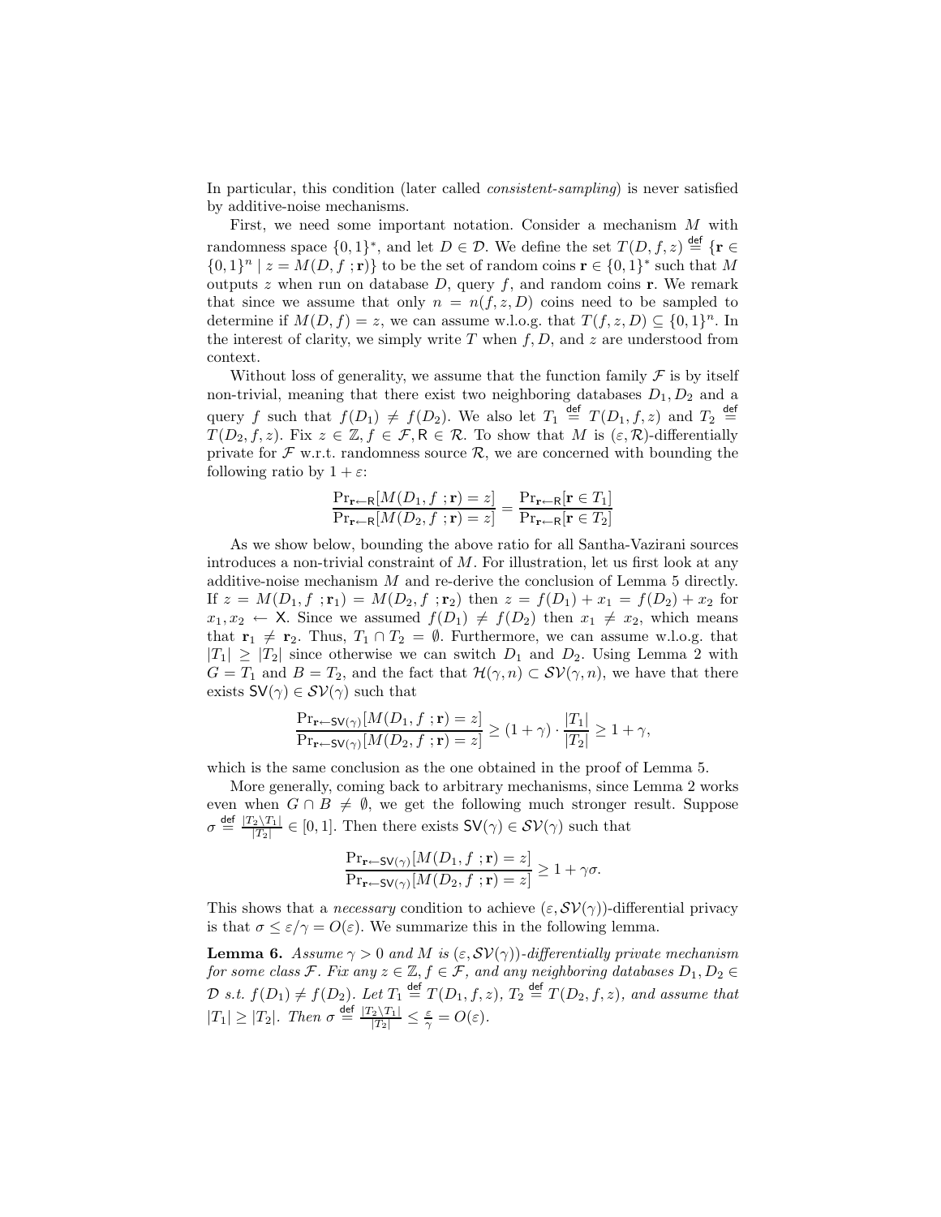In particular, this condition (later called *consistent-sampling*) is never satisfied by additive-noise mechanisms.

First, we need some important notation. Consider a mechanism $M$ with randomness space $\{0,1\}^*$, and let $D \in \mathcal{D}$. We define the set $T(D, f, z) \stackrel{\mathsf{def}}{=} \{\mathbf{r} \in \{0,1\}^n \mid z = M(D, f\ ; \mathbf{r})\}$ to be the set of random coins $\mathbf{r} \in \{0,1\}^*$ such that $M$ outputs $z$ when run on database $D$, query $f$, and random coins $\mathbf{r}$. We remark that since we assume that only $n = n(f, z, D)$ coins need to be sampled to determine if $M(D, f) = z$, we can assume w.l.o.g. that $T(f, z, D) \subseteq \{0,1\}^n$. In the interest of clarity, we simply write $T$ when $f, D$, and $z$ are understood from context.

Without loss of generality, we assume that the function family $\mathcal{F}$ is by itself non-trivial, meaning that there exist two neighboring databases $D_1, D_2$ and a query $f$ such that $f(D_1) \neq f(D_2)$. We also let $T_1 \stackrel{\mathsf{def}}{=} T(D_1, f, z)$ and $T_2 \stackrel{\mathsf{def}}{=} T(D_2, f, z)$. Fix $z \in \mathbb{Z}, f \in \mathcal{F}, \mathsf{R} \in \mathcal{R}$. To show that $M$ is $(\varepsilon, \mathcal{R})$-differentially private for $\mathcal{F}$ w.r.t. randomness source $\mathcal{R}$, we are concerned with bounding the following ratio by $1 + \varepsilon$:

$$\frac{\Pr_{\mathbf{r} \leftarrow \mathsf{R}}[M(D_1, f\ ; \mathbf{r}) = z]}{\Pr_{\mathbf{r} \leftarrow \mathsf{R}}[M(D_2, f\ ; \mathbf{r}) = z]} = \frac{\Pr_{\mathbf{r} \leftarrow \mathsf{R}}[\mathbf{r} \in T_1]}{\Pr_{\mathbf{r} \leftarrow \mathsf{R}}[\mathbf{r} \in T_2]}$$

As we show below, bounding the above ratio for all Santha-Vazirani sources introduces a non-trivial constraint of $M$. For illustration, let us first look at any additive-noise mechanism $M$ and re-derive the conclusion of Lemma 5 directly. If $z = M(D_1, f\ ; \mathbf{r}_1) = M(D_2, f\ ; \mathbf{r}_2)$ then $z = f(D_1) + x_1 = f(D_2) + x_2$ for $x_1, x_2 \leftarrow \mathsf{X}$. Since we assumed $f(D_1) \neq f(D_2)$ then $x_1 \neq x_2$, which means that $\mathbf{r}_1 \neq \mathbf{r}_2$. Thus, $T_1 \cap T_2 = \emptyset$. Furthermore, we can assume w.l.o.g. that $|T_1| \geq |T_2|$ since otherwise we can switch $D_1$ and $D_2$. Using Lemma 2 with $G = T_1$ and $B = T_2$, and the fact that $\mathcal{H}(\gamma, n) \subset \mathcal{SV}(\gamma, n)$, we have that there exists $\mathsf{SV}(\gamma) \in \mathcal{SV}(\gamma)$ such that

$$\frac{\Pr_{\mathbf{r} \leftarrow \mathsf{SV}(\gamma)}[M(D_1, f\ ; \mathbf{r}) = z]}{\Pr_{\mathbf{r} \leftarrow \mathsf{SV}(\gamma)}[M(D_2, f\ ; \mathbf{r}) = z]} \geq (1 + \gamma) \cdot \frac{|T_1|}{|T_2|} \geq 1 + \gamma,$$

which is the same conclusion as the one obtained in the proof of Lemma 5.

More generally, coming back to arbitrary mechanisms, since Lemma 2 works even when $G \cap B \neq \emptyset$, we get the following much stronger result. Suppose $\sigma \stackrel{\mathsf{def}}{=} \frac{|T_2 \setminus T_1|}{|T_2|} \in [0, 1]$. Then there exists $\mathsf{SV}(\gamma) \in \mathcal{SV}(\gamma)$ such that

$$\frac{\Pr_{\mathbf{r} \leftarrow \mathsf{SV}(\gamma)}[M(D_1, f\ ; \mathbf{r}) = z]}{\Pr_{\mathbf{r} \leftarrow \mathsf{SV}(\gamma)}[M(D_2, f\ ; \mathbf{r}) = z]} \geq 1 + \gamma\sigma.$$

This shows that a *necessary* condition to achieve $(\varepsilon, \mathcal{SV}(\gamma))$-differential privacy is that $\sigma \leq \varepsilon/\gamma = O(\varepsilon)$. We summarize this in the following lemma.

**Lemma 6.** *Assume $\gamma > 0$ and $M$ is $(\varepsilon, \mathcal{SV}(\gamma))$-differentially private mechanism for some class $\mathcal{F}$. Fix any $z \in \mathbb{Z}, f \in \mathcal{F}$, and any neighboring databases $D_1, D_2 \in \mathcal{D}$ s.t. $f(D_1) \neq f(D_2)$. Let $T_1 \stackrel{\mathsf{def}}{=} T(D_1, f, z)$, $T_2 \stackrel{\mathsf{def}}{=} T(D_2, f, z)$, and assume that $|T_1| \geq |T_2|$. Then $\sigma \stackrel{\mathsf{def}}{=} \frac{|T_2 \setminus T_1|}{|T_2|} \leq \frac{\varepsilon}{\gamma} = O(\varepsilon)$.*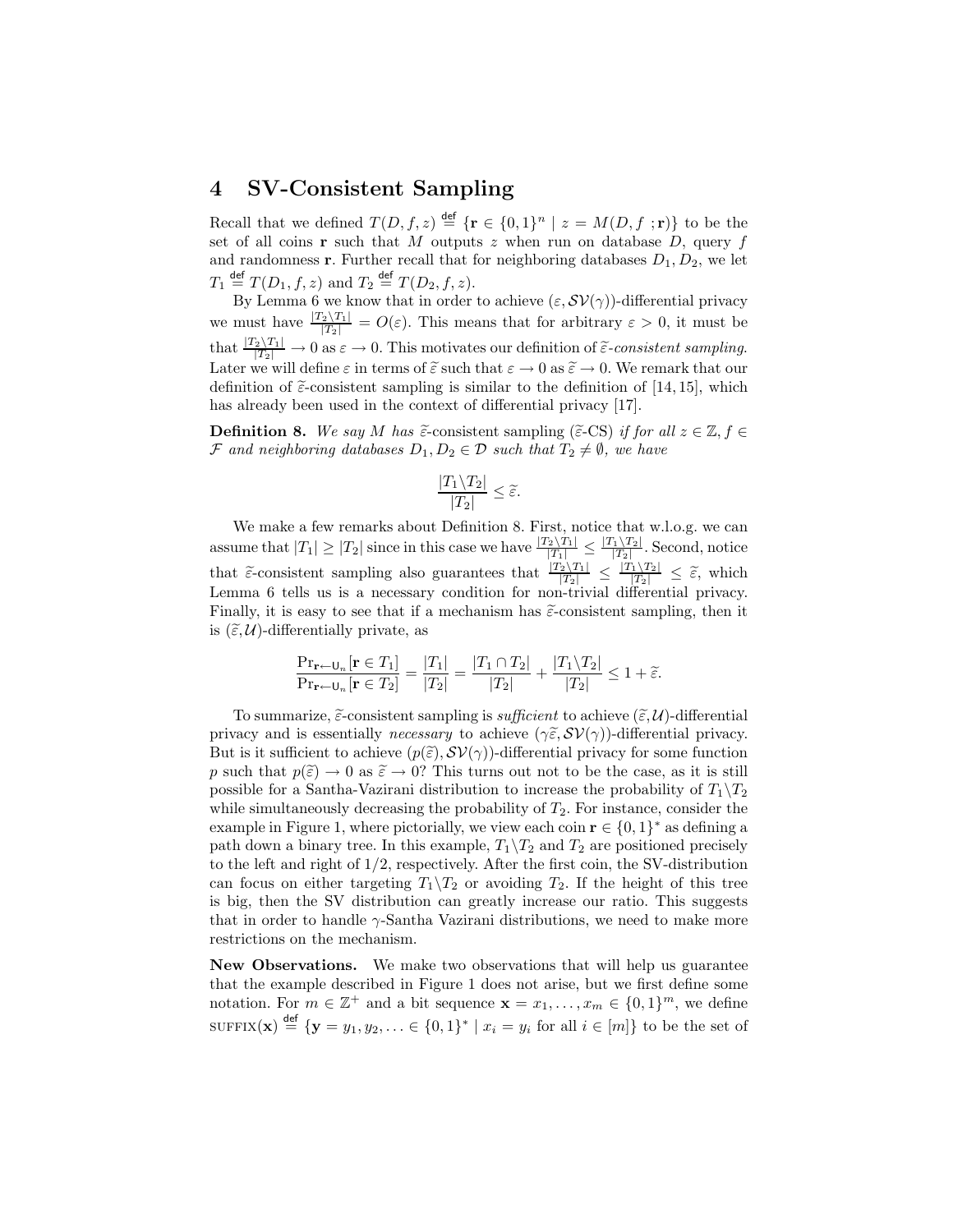## 4 SV-Consistent Sampling

Recall that we defined $T(D, f, z) \stackrel{\text{def}}{=} \{\mathbf{r} \in \{0,1\}^n \mid z = M(D, f \,; \mathbf{r})\}$ to be the set of all coins $\mathbf{r}$ such that $M$ outputs $z$ when run on database $D$, query $f$ and randomness $\mathbf{r}$. Further recall that for neighboring databases $D_1, D_2$, we let $T_1 \stackrel{\text{def}}{=} T(D_1, f, z)$ and $T_2 \stackrel{\text{def}}{=} T(D_2, f, z)$.

By Lemma 6 we know that in order to achieve $(\varepsilon, \mathcal{SV}(\gamma))$-differential privacy we must have $\frac{|T_2 \backslash T_1|}{|T_2|} = O(\varepsilon)$. This means that for arbitrary $\varepsilon > 0$, it must be that $\frac{|T_2 \backslash T_1|}{|T_2|} \to 0$ as $\varepsilon \to 0$. This motivates our definition of *$\widetilde{\varepsilon}$-consistent sampling*. Later we will define $\varepsilon$ in terms of $\widetilde{\varepsilon}$ such that $\varepsilon \to 0$ as $\widetilde{\varepsilon} \to 0$. We remark that our definition of $\widetilde{\varepsilon}$-consistent sampling is similar to the definition of [14, 15], which has already been used in the context of differential privacy [17].

**Definition 8.** *We say $M$ has* $\widetilde{\varepsilon}$-consistent sampling ($\widetilde{\varepsilon}$-CS) *if for all $z \in \mathbb{Z}, f \in \mathcal{F}$ and neighboring databases $D_1, D_2 \in \mathcal{D}$ such that $T_2 \neq \emptyset$, we have*

$$\frac{|T_1 \backslash T_2|}{|T_2|} \leq \widetilde{\varepsilon}.$$

We make a few remarks about Definition 8. First, notice that w.l.o.g. we can assume that $|T_1| \geq |T_2|$ since in this case we have $\frac{|T_2 \backslash T_1|}{|T_1|} \leq \frac{|T_1 \backslash T_2|}{|T_2|}$. Second, notice that $\widetilde{\varepsilon}$-consistent sampling also guarantees that $\frac{|T_2 \backslash T_1|}{|T_2|} \leq \frac{|T_1 \backslash T_2|}{|T_2|} \leq \widetilde{\varepsilon}$, which Lemma 6 tells us is a necessary condition for non-trivial differential privacy. Finally, it is easy to see that if a mechanism has $\widetilde{\varepsilon}$-consistent sampling, then it is $(\widetilde{\varepsilon}, \mathcal{U})$-differentially private, as

$$\frac{\Pr_{\mathbf{r} \leftarrow \mathsf{U}_n}[\mathbf{r} \in T_1]}{\Pr_{\mathbf{r} \leftarrow \mathsf{U}_n}[\mathbf{r} \in T_2]} = \frac{|T_1|}{|T_2|} = \frac{|T_1 \cap T_2|}{|T_2|} + \frac{|T_1 \backslash T_2|}{|T_2|} \leq 1 + \widetilde{\varepsilon}.$$

To summarize, $\widetilde{\varepsilon}$-consistent sampling is *sufficient* to achieve $(\widetilde{\varepsilon}, \mathcal{U})$-differential privacy and is essentially *necessary* to achieve $(\gamma\widetilde{\varepsilon}, \mathcal{SV}(\gamma))$-differential privacy. But is it sufficient to achieve $(p(\widetilde{\varepsilon}), \mathcal{SV}(\gamma))$-differential privacy for some function $p$ such that $p(\widetilde{\varepsilon}) \to 0$ as $\widetilde{\varepsilon} \to 0$? This turns out not to be the case, as it is still possible for a Santha-Vazirani distribution to increase the probability of $T_1 \backslash T_2$ while simultaneously decreasing the probability of $T_2$. For instance, consider the example in Figure 1, where pictorially, we view each coin $\mathbf{r} \in \{0,1\}^*$ as defining a path down a binary tree. In this example, $T_1 \backslash T_2$ and $T_2$ are positioned precisely to the left and right of $1/2$, respectively. After the first coin, the SV-distribution can focus on either targeting $T_1 \backslash T_2$ or avoiding $T_2$. If the height of this tree is big, then the SV distribution can greatly increase our ratio. This suggests that in order to handle $\gamma$-Santha Vazirani distributions, we need to make more restrictions on the mechanism.

**New Observations.** We make two observations that will help us guarantee that the example described in Figure 1 does not arise, but we first define some notation. For $m \in \mathbb{Z}^+$ and a bit sequence $\mathbf{x} = x_1, \ldots, x_m \in \{0,1\}^m$, we define $\text{SUFFIX}(\mathbf{x}) \stackrel{\text{def}}{=} \{\mathbf{y} = y_1, y_2, \ldots \in \{0,1\}^* \mid x_i = y_i \text{ for all } i \in [m]\}$ to be the set of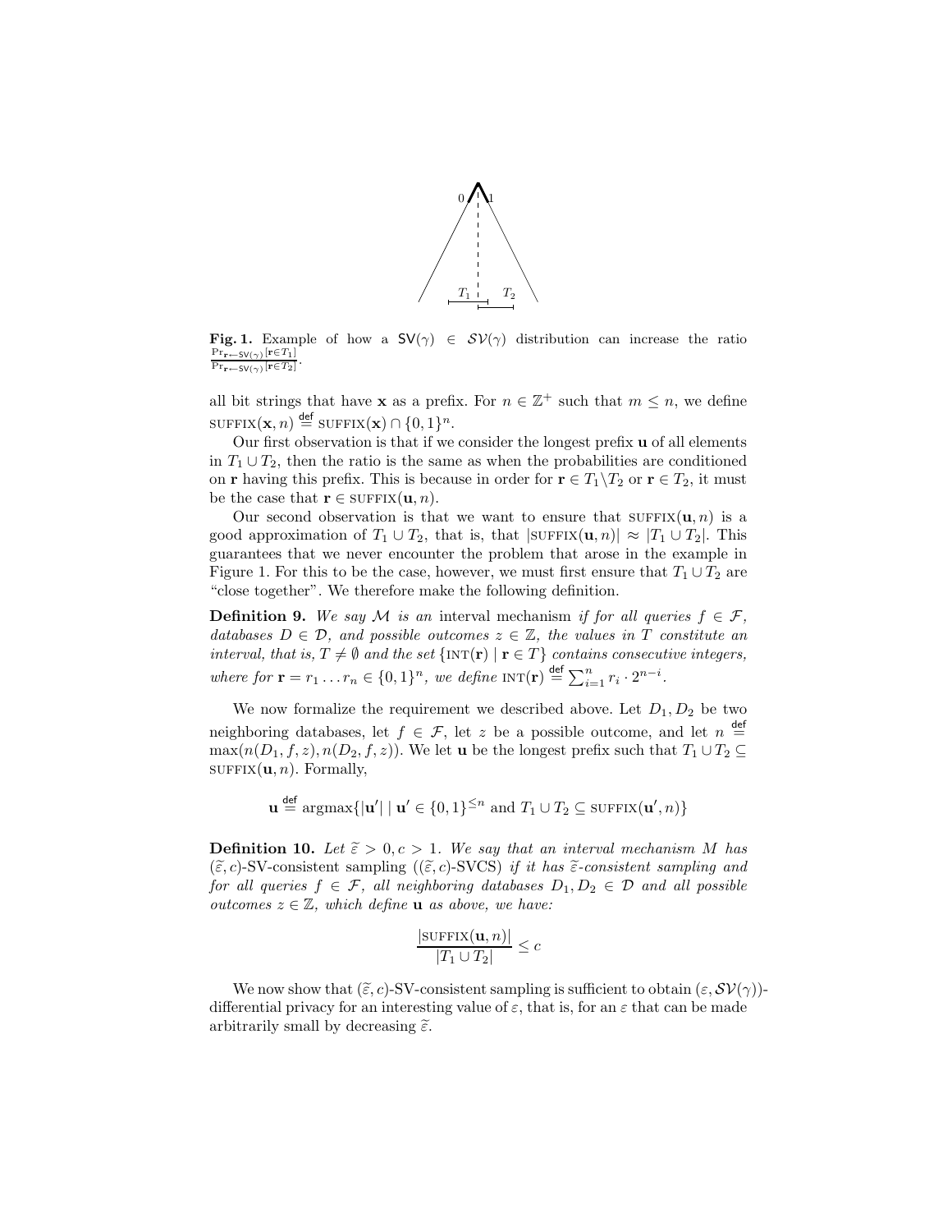**Fig. 1.** Example of how a $\mathsf{SV}(\gamma) \in \mathcal{SV}(\gamma)$ distribution can increase the ratio $\frac{\Pr_{\mathbf{r} \leftarrow \mathsf{SV}(\gamma)}[\mathbf{r} \in T_1]}{\Pr_{\mathbf{r} \leftarrow \mathsf{SV}(\gamma)}[\mathbf{r} \in T_2]}$.

all bit strings that have $\mathbf{x}$ as a prefix. For $n \in \mathbb{Z}^+$ such that $m \leq n$, we define $\text{SUFFIX}(\mathbf{x}, n) \stackrel{\mathsf{def}}{=} \text{SUFFIX}(\mathbf{x}) \cap \{0,1\}^n$.

Our first observation is that if we consider the longest prefix $\mathbf{u}$ of all elements in $T_1 \cup T_2$, then the ratio is the same as when the probabilities are conditioned on $\mathbf{r}$ having this prefix. This is because in order for $\mathbf{r} \in T_1 \backslash T_2$ or $\mathbf{r} \in T_2$, it must be the case that $\mathbf{r} \in \text{SUFFIX}(\mathbf{u}, n)$.

Our second observation is that we want to ensure that $\text{SUFFIX}(\mathbf{u}, n)$ is a good approximation of $T_1 \cup T_2$, that is, that $|\text{SUFFIX}(\mathbf{u}, n)| \approx |T_1 \cup T_2|$. This guarantees that we never encounter the problem that arose in the example in Figure 1. For this to be the case, however, we must first ensure that $T_1 \cup T_2$ are "close together". We therefore make the following definition.

**Definition 9.** *We say $\mathcal{M}$ is an* interval mechanism *if for all queries $f \in \mathcal{F}$, databases $D \in \mathcal{D}$, and possible outcomes $z \in \mathbb{Z}$, the values in $T$ constitute an interval, that is, $T \neq \emptyset$ and the set $\{\text{INT}(\mathbf{r}) \mid \mathbf{r} \in T\}$ contains consecutive integers, where for $\mathbf{r} = r_1 \ldots r_n \in \{0,1\}^n$, we define $\text{INT}(\mathbf{r}) \stackrel{\mathsf{def}}{=} \sum_{i=1}^{n} r_i \cdot 2^{n-i}$.*

We now formalize the requirement we described above. Let $D_1, D_2$ be two neighboring databases, let $f \in \mathcal{F}$, let $z$ be a possible outcome, and let $n \stackrel{\mathsf{def}}{=} \max(n(D_1, f, z), n(D_2, f, z))$. We let $\mathbf{u}$ be the longest prefix such that $T_1 \cup T_2 \subseteq \text{SUFFIX}(\mathbf{u}, n)$. Formally,

$$\mathbf{u} \stackrel{\mathsf{def}}{=} \text{argmax}\{|\mathbf{u}'| \mid \mathbf{u}' \in \{0,1\}^{\leq n} \text{ and } T_1 \cup T_2 \subseteq \text{SUFFIX}(\mathbf{u}', n)\}$$

**Definition 10.** *Let $\widetilde{\varepsilon} > 0, c > 1$. We say that an interval mechanism $M$ has $(\widetilde{\varepsilon}, c)$-SV-consistent sampling ($(\widetilde{\varepsilon}, c)$-SVCS) if it has $\widetilde{\varepsilon}$-consistent sampling and for all queries $f \in \mathcal{F}$, all neighboring databases $D_1, D_2 \in \mathcal{D}$ and all possible outcomes $z \in \mathbb{Z}$, which define $\mathbf{u}$ as above, we have:*

$$\frac{|\text{SUFFIX}(\mathbf{u}, n)|}{|T_1 \cup T_2|} \leq c$$

We now show that $(\widetilde{\varepsilon}, c)$-SV-consistent sampling is sufficient to obtain $(\varepsilon, \mathcal{SV}(\gamma))$-differential privacy for an interesting value of $\varepsilon$, that is, for an $\varepsilon$ that can be made arbitrarily small by decreasing $\widetilde{\varepsilon}$.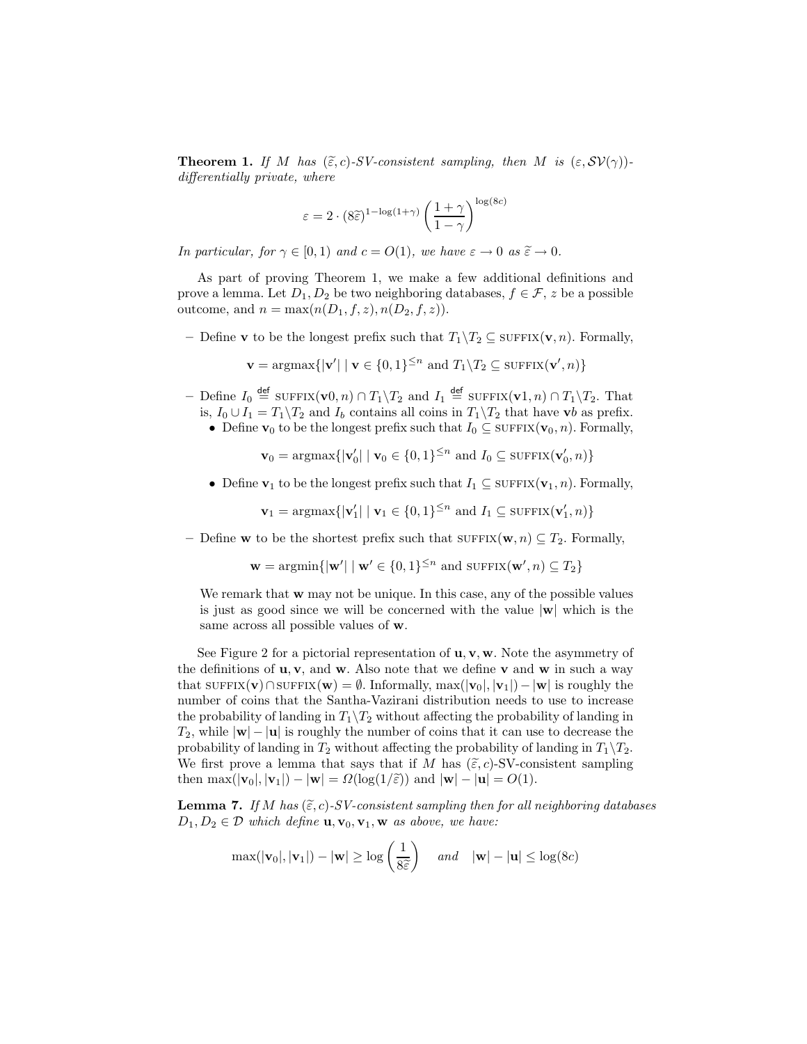**Theorem 1.** *If $M$ has $(\widetilde{\varepsilon}, c)$-SV-consistent sampling, then $M$ is $(\varepsilon, \mathcal{SV}(\gamma))$-differentially private, where*

$$\varepsilon = 2 \cdot (8\widetilde{\varepsilon})^{1-\log(1+\gamma)} \left(\frac{1+\gamma}{1-\gamma}\right)^{\log(8c)}$$

*In particular, for $\gamma \in [0, 1)$ and $c = O(1)$, we have $\varepsilon \to 0$ as $\widetilde{\varepsilon} \to 0$.*

As part of proving Theorem 1, we make a few additional definitions and prove a lemma. Let $D_1, D_2$ be two neighboring databases, $f \in \mathcal{F}$, $z$ be a possible outcome, and $n = \max(n(D_1, f, z), n(D_2, f, z))$.

– Define $\mathbf{v}$ to be the longest prefix such that $T_1 \backslash T_2 \subseteq \text{SUFFIX}(\mathbf{v}, n)$. Formally,

$$\mathbf{v} = \text{argmax}\{|\mathbf{v}'| \mid \mathbf{v} \in \{0,1\}^{\leq n} \text{ and } T_1 \backslash T_2 \subseteq \text{SUFFIX}(\mathbf{v}', n)\}$$

– Define $I_0 \stackrel{\text{def}}{=} \text{SUFFIX}(\mathbf{v}0, n) \cap T_1 \backslash T_2$ and $I_1 \stackrel{\text{def}}{=} \text{SUFFIX}(\mathbf{v}1, n) \cap T_1 \backslash T_2$. That is, $I_0 \cup I_1 = T_1 \backslash T_2$ and $I_b$ contains all coins in $T_1 \backslash T_2$ that have $\mathbf{v}b$ as prefix.
  - Define $\mathbf{v}_0$ to be the longest prefix such that $I_0 \subseteq \text{SUFFIX}(\mathbf{v}_0, n)$. Formally,

$$\mathbf{v}_0 = \text{argmax}\{|\mathbf{v}_0'| \mid \mathbf{v}_0 \in \{0,1\}^{\leq n} \text{ and } I_0 \subseteq \text{SUFFIX}(\mathbf{v}_0', n)\}$$

  - Define $\mathbf{v}_1$ to be the longest prefix such that $I_1 \subseteq \text{SUFFIX}(\mathbf{v}_1, n)$. Formally,

$$\mathbf{v}_1 = \text{argmax}\{|\mathbf{v}_1'| \mid \mathbf{v}_1 \in \{0,1\}^{\leq n} \text{ and } I_1 \subseteq \text{SUFFIX}(\mathbf{v}_1', n)\}$$

– Define $\mathbf{w}$ to be the shortest prefix such that $\text{SUFFIX}(\mathbf{w}, n) \subseteq T_2$. Formally,

$$\mathbf{w} = \text{argmin}\{|\mathbf{w}'| \mid \mathbf{w}' \in \{0,1\}^{\leq n} \text{ and } \text{SUFFIX}(\mathbf{w}', n) \subseteq T_2\}$$

We remark that $\mathbf{w}$ may not be unique. In this case, any of the possible values is just as good since we will be concerned with the value $|\mathbf{w}|$ which is the same across all possible values of $\mathbf{w}$.

See Figure 2 for a pictorial representation of $\mathbf{u}, \mathbf{v}, \mathbf{w}$. Note the asymmetry of the definitions of $\mathbf{u}, \mathbf{v}$, and $\mathbf{w}$. Also note that we define $\mathbf{v}$ and $\mathbf{w}$ in such a way that $\text{SUFFIX}(\mathbf{v}) \cap \text{SUFFIX}(\mathbf{w}) = \emptyset$. Informally, $\max(|\mathbf{v}_0|, |\mathbf{v}_1|) - |\mathbf{w}|$ is roughly the number of coins that the Santha-Vazirani distribution needs to use to increase the probability of landing in $T_1 \backslash T_2$ without affecting the probability of landing in $T_2$, while $|\mathbf{w}| - |\mathbf{u}|$ is roughly the number of coins that it can use to decrease the probability of landing in $T_2$ without affecting the probability of landing in $T_1 \backslash T_2$. We first prove a lemma that says that if $M$ has $(\widetilde{\varepsilon}, c)$-SV-consistent sampling then $\max(|\mathbf{v}_0|, |\mathbf{v}_1|) - |\mathbf{w}| = \Omega(\log(1/\widetilde{\varepsilon}))$ and $|\mathbf{w}| - |\mathbf{u}| = O(1)$.

**Lemma 7.** *If $M$ has $(\widetilde{\varepsilon}, c)$-SV-consistent sampling then for all neighboring databases $D_1, D_2 \in \mathcal{D}$ which define $\mathbf{u}, \mathbf{v}_0, \mathbf{v}_1, \mathbf{w}$ as above, we have:*

$$\max(|\mathbf{v}_0|, |\mathbf{v}_1|) - |\mathbf{w}| \geq \log\left(\frac{1}{8\widetilde{\varepsilon}}\right) \quad \text{and} \quad |\mathbf{w}| - |\mathbf{u}| \leq \log(8c)$$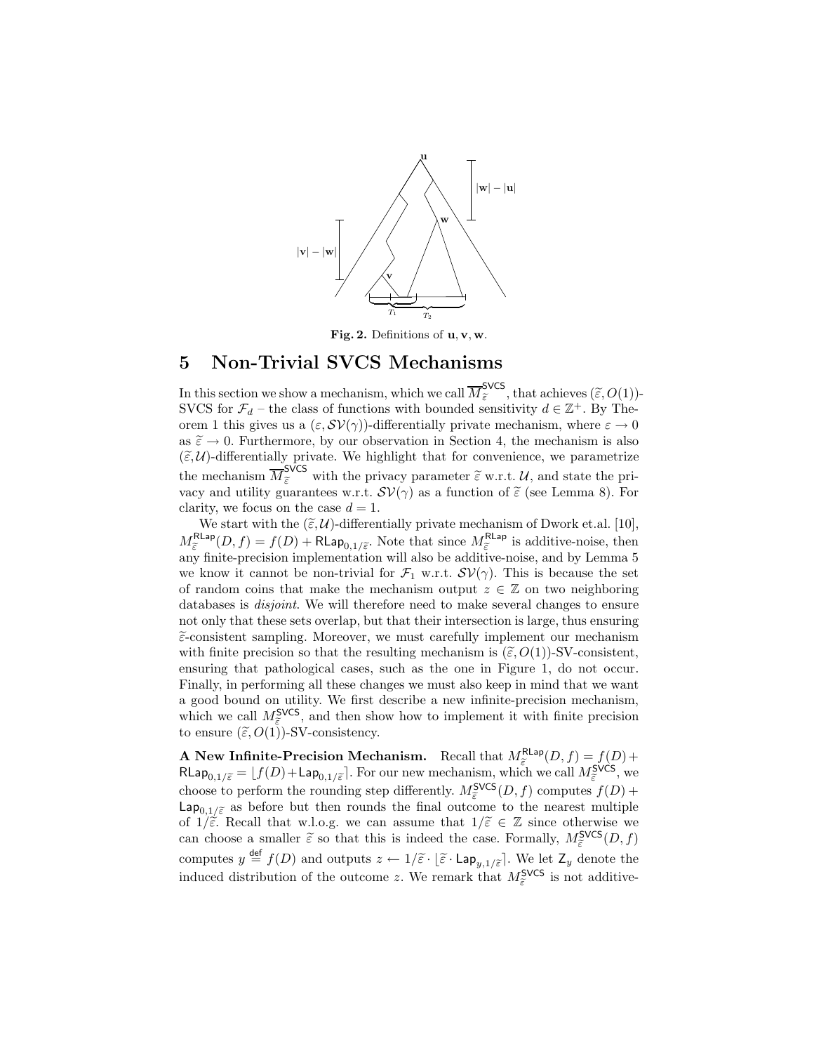Fig. 2. Definitions of $\mathbf{u}, \mathbf{v}, \mathbf{w}$.

## 5 Non-Trivial SVCS Mechanisms

In this section we show a mechanism, which we call $\overline{M}_{\widetilde{\varepsilon}}^{\mathsf{SVCS}}$, that achieves $(\widetilde{\varepsilon}, O(1))$-SVCS for $\mathcal{F}_d$ – the class of functions with bounded sensitivity $d \in \mathbb{Z}^+$. By Theorem 1 this gives us a $(\varepsilon, \mathcal{SV}(\gamma))$-differentially private mechanism, where $\varepsilon \to 0$ as $\widetilde{\varepsilon} \to 0$. Furthermore, by our observation in Section 4, the mechanism is also $(\widetilde{\varepsilon}, \mathcal{U})$-differentially private. We highlight that for convenience, we parametrize the mechanism $\overline{M}_{\widetilde{\varepsilon}}^{\mathsf{SVCS}}$ with the privacy parameter $\widetilde{\varepsilon}$ w.r.t. $\mathcal{U}$, and state the privacy and utility guarantees w.r.t. $\mathcal{SV}(\gamma)$ as a function of $\widetilde{\varepsilon}$ (see Lemma 8). For clarity, we focus on the case $d = 1$.

We start with the $(\widetilde{\varepsilon}, \mathcal{U})$-differentially private mechanism of Dwork et.al. [10], $M_{\widetilde{\varepsilon}}^{\mathsf{RLap}}(D, f) = f(D) + \mathsf{RLap}_{0,1/\widetilde{\varepsilon}}$. Note that since $M_{\widetilde{\varepsilon}}^{\mathsf{RLap}}$ is additive-noise, then any finite-precision implementation will also be additive-noise, and by Lemma 5 we know it cannot be non-trivial for $\mathcal{F}_1$ w.r.t. $\mathcal{SV}(\gamma)$. This is because the set of random coins that make the mechanism output $z \in \mathbb{Z}$ on two neighboring databases is *disjoint*. We will therefore need to make several changes to ensure not only that these sets overlap, but that their intersection is large, thus ensuring $\widetilde{\varepsilon}$-consistent sampling. Moreover, we must carefully implement our mechanism with finite precision so that the resulting mechanism is $(\widetilde{\varepsilon}, O(1))$-SV-consistent, ensuring that pathological cases, such as the one in Figure 1, do not occur. Finally, in performing all these changes we must also keep in mind that we want a good bound on utility. We first describe a new infinite-precision mechanism, which we call $M_{\widetilde{\varepsilon}}^{\mathsf{SVCS}}$, and then show how to implement it with finite precision to ensure $(\widetilde{\varepsilon}, O(1))$-SV-consistency.

**A New Infinite-Precision Mechanism.** Recall that $M_{\widetilde{\varepsilon}}^{\mathsf{RLap}}(D, f) = f(D) + \mathsf{RLap}_{0,1/\widetilde{\varepsilon}} = \lfloor f(D) + \mathsf{Lap}_{0,1/\widetilde{\varepsilon}} \rceil$. For our new mechanism, which we call $M_{\widetilde{\varepsilon}}^{\mathsf{SVCS}}$, we choose to perform the rounding step differently. $M_{\widetilde{\varepsilon}}^{\mathsf{SVCS}}(D, f)$ computes $f(D) + \mathsf{Lap}_{0,1/\widetilde{\varepsilon}}$ as before but then rounds the final outcome to the nearest multiple of $1/\widetilde{\varepsilon}$. Recall that w.l.o.g. we can assume that $1/\widetilde{\varepsilon} \in \mathbb{Z}$ since otherwise we can choose a smaller $\widetilde{\varepsilon}$ so that this is indeed the case. Formally, $M_{\widetilde{\varepsilon}}^{\mathsf{SVCS}}(D, f)$ computes $y \stackrel{\mathsf{def}}{=} f(D)$ and outputs $z \leftarrow 1/\widetilde{\varepsilon} \cdot \lfloor \widetilde{\varepsilon} \cdot \mathsf{Lap}_{y,1/\widetilde{\varepsilon}} \rceil$. We let $\mathsf{Z}_y$ denote the induced distribution of the outcome $z$. We remark that $M_{\widetilde{\varepsilon}}^{\mathsf{SVCS}}$ is not additive-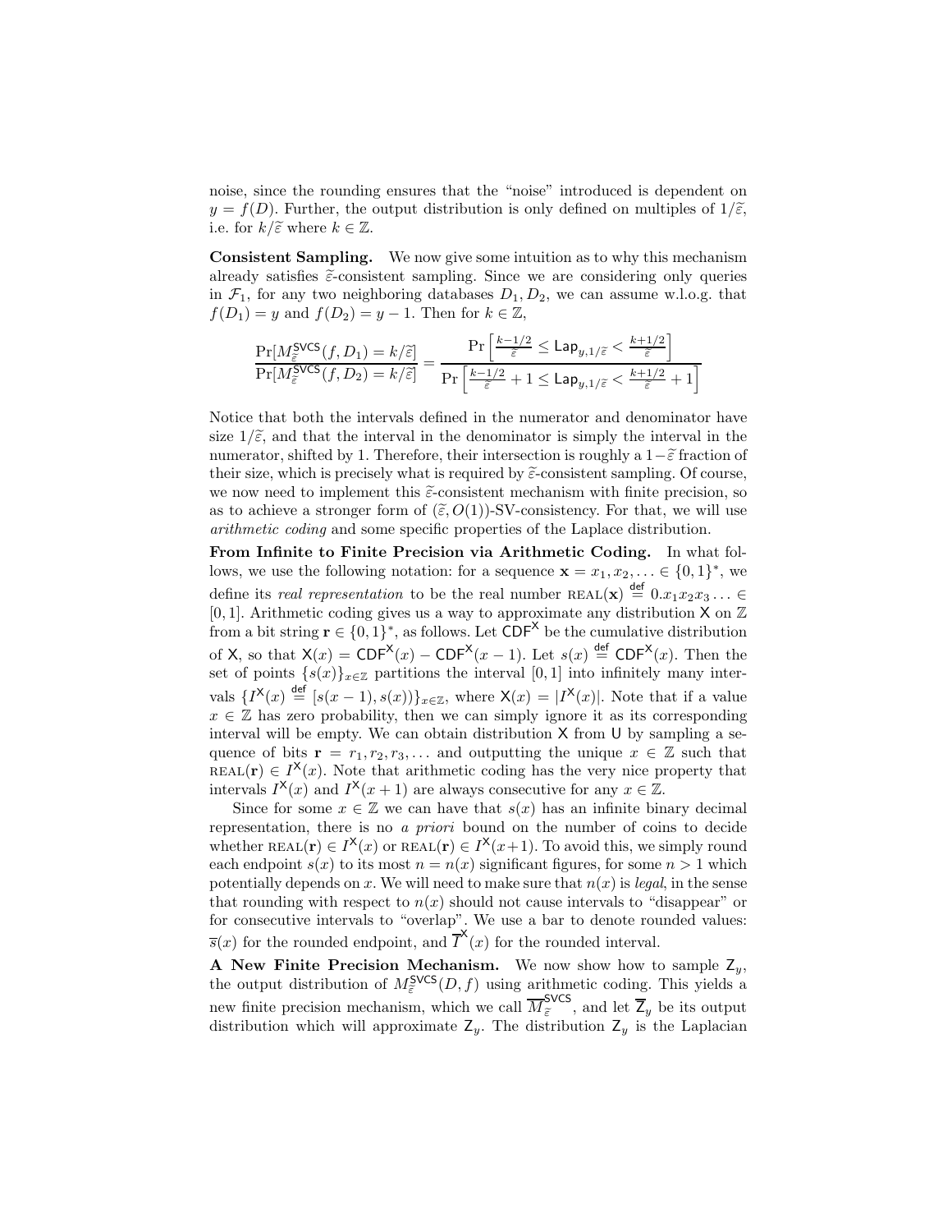noise, since the rounding ensures that the "noise" introduced is dependent on $y = f(D)$. Further, the output distribution is only defined on multiples of $1/\widetilde{\varepsilon}$, i.e. for $k/\widetilde{\varepsilon}$ where $k \in \mathbb{Z}$.

**Consistent Sampling.** We now give some intuition as to why this mechanism already satisfies $\widetilde{\varepsilon}$-consistent sampling. Since we are considering only queries in $\mathcal{F}_1$, for any two neighboring databases $D_1, D_2$, we can assume w.l.o.g. that $f(D_1) = y$ and $f(D_2) = y - 1$. Then for $k \in \mathbb{Z}$,

$$\frac{\Pr[M^{\mathsf{SVCS}}_{\widetilde{\varepsilon}}(f, D_1) = k/\widetilde{\varepsilon}]}{\Pr[M^{\mathsf{SVCS}}_{\widetilde{\varepsilon}}(f, D_2) = k/\widetilde{\varepsilon}]} = \frac{\Pr\left[\frac{k-1/2}{\widetilde{\varepsilon}} \leq \mathsf{Lap}_{y,1/\widetilde{\varepsilon}} < \frac{k+1/2}{\widetilde{\varepsilon}}\right]}{\Pr\left[\frac{k-1/2}{\widetilde{\varepsilon}} + 1 \leq \mathsf{Lap}_{y,1/\widetilde{\varepsilon}} < \frac{k+1/2}{\widetilde{\varepsilon}} + 1\right]}$$

Notice that both the intervals defined in the numerator and denominator have size $1/\widetilde{\varepsilon}$, and that the interval in the denominator is simply the interval in the numerator, shifted by 1. Therefore, their intersection is roughly a $1-\widetilde{\varepsilon}$ fraction of their size, which is precisely what is required by $\widetilde{\varepsilon}$-consistent sampling. Of course, we now need to implement this $\widetilde{\varepsilon}$-consistent mechanism with finite precision, so as to achieve a stronger form of $(\widetilde{\varepsilon}, O(1))$-SV-consistency. For that, we will use *arithmetic coding* and some specific properties of the Laplace distribution.

**From Infinite to Finite Precision via Arithmetic Coding.** In what follows, we use the following notation: for a sequence $\mathbf{x} = x_1, x_2, \ldots \in \{0,1\}^*$, we define its *real representation* to be the real number $\text{REAL}(\mathbf{x}) \stackrel{\text{def}}{=} 0.x_1x_2x_3\ldots \in [0,1]$. Arithmetic coding gives us a way to approximate any distribution $\mathsf{X}$ on $\mathbb{Z}$ from a bit string $\mathbf{r} \in \{0,1\}^*$, as follows. Let $\mathsf{CDF}^{\mathsf{X}}$ be the cumulative distribution of $\mathsf{X}$, so that $\mathsf{X}(x) = \mathsf{CDF}^{\mathsf{X}}(x) - \mathsf{CDF}^{\mathsf{X}}(x-1)$. Let $s(x) \stackrel{\text{def}}{=} \mathsf{CDF}^{\mathsf{X}}(x)$. Then the set of points $\{s(x)\}_{x\in\mathbb{Z}}$ partitions the interval $[0,1]$ into infinitely many intervals $\{I^{\mathsf{X}}(x) \stackrel{\text{def}}{=} [s(x-1), s(x))\}_{x\in\mathbb{Z}}$, where $\mathsf{X}(x) = |I^{\mathsf{X}}(x)|$. Note that if a value $x \in \mathbb{Z}$ has zero probability, then we can simply ignore it as its corresponding interval will be empty. We can obtain distribution $\mathsf{X}$ from $\mathsf{U}$ by sampling a sequence of bits $\mathbf{r} = r_1, r_2, r_3, \ldots$ and outputting the unique $x \in \mathbb{Z}$ such that $\text{REAL}(\mathbf{r}) \in I^{\mathsf{X}}(x)$. Note that arithmetic coding has the very nice property that intervals $I^{\mathsf{X}}(x)$ and $I^{\mathsf{X}}(x+1)$ are always consecutive for any $x \in \mathbb{Z}$.

Since for some $x \in \mathbb{Z}$ we can have that $s(x)$ has an infinite binary decimal representation, there is no *a priori* bound on the number of coins to decide whether $\text{REAL}(\mathbf{r}) \in I^{\mathsf{X}}(x)$ or $\text{REAL}(\mathbf{r}) \in I^{\mathsf{X}}(x+1)$. To avoid this, we simply round each endpoint $s(x)$ to its most $n = n(x)$ significant figures, for some $n > 1$ which potentially depends on $x$. We will need to make sure that $n(x)$ is *legal*, in the sense that rounding with respect to $n(x)$ should not cause intervals to "disappear" or for consecutive intervals to "overlap". We use a bar to denote rounded values: $\overline{s}(x)$ for the rounded endpoint, and $\overline{I}^{\mathsf{X}}(x)$ for the rounded interval.

**A New Finite Precision Mechanism.** We now show how to sample $\mathsf{Z}_y$, the output distribution of $M^{\mathsf{SVCS}}_{\widetilde{\varepsilon}}(D, f)$ using arithmetic coding. This yields a new finite precision mechanism, which we call $\overline{M}^{\mathsf{SVCS}}_{\widetilde{\varepsilon}}$, and let $\overline{\mathsf{Z}}_y$ be its output distribution which will approximate $\mathsf{Z}_y$. The distribution $\mathsf{Z}_y$ is the Laplacian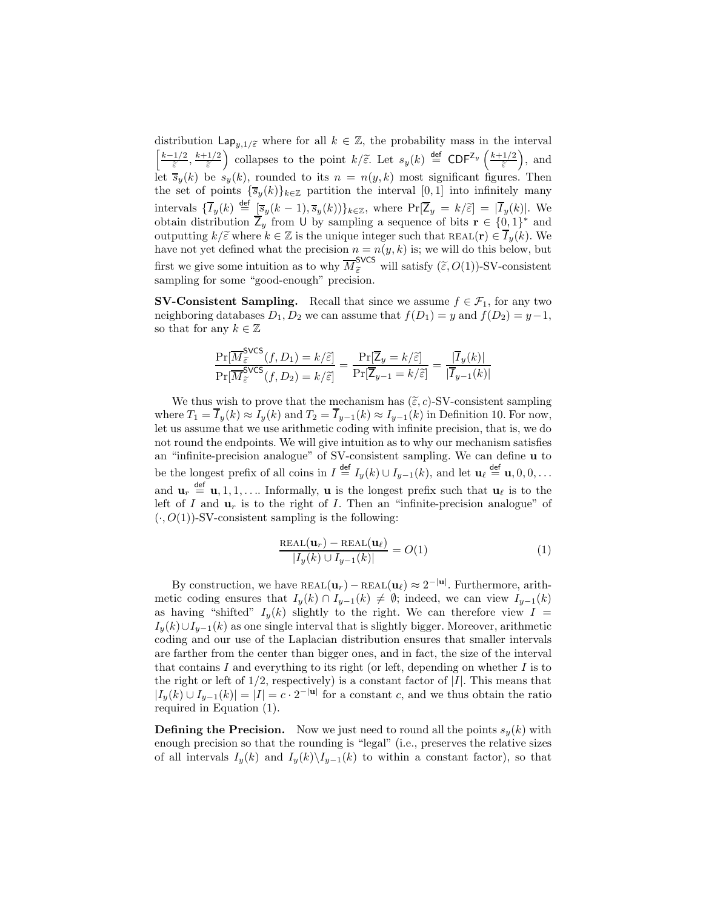distribution $\mathsf{Lap}_{y,1/\widetilde{\varepsilon}}$ where for all $k \in \mathbb{Z}$, the probability mass in the interval $\left[\frac{k-1/2}{\widetilde{\varepsilon}}, \frac{k+1/2}{\widetilde{\varepsilon}}\right)$ collapses to the point $k/\widetilde{\varepsilon}$. Let $s_y(k) \stackrel{\mathsf{def}}{=} \mathsf{CDF}^{\mathsf{Z}_y}\left(\frac{k+1/2}{\widetilde{\varepsilon}}\right)$, and let $\overline{s}_y(k)$ be $s_y(k)$, rounded to its $n = n(y,k)$ most significant figures. Then the set of points $\{\overline{s}_y(k)\}_{k\in\mathbb{Z}}$ partition the interval $[0,1]$ into infinitely many intervals $\{\overline{I}_y(k) \stackrel{\mathsf{def}}{=} [\overline{s}_y(k-1), \overline{s}_y(k))\}_{k\in\mathbb{Z}}$, where $\Pr[\overline{\mathsf{Z}}_y = k/\widetilde{\varepsilon}] = |\overline{I}_y(k)|$. We obtain distribution $\overline{\mathsf{Z}}_y$ from $\mathsf{U}$ by sampling a sequence of bits $\mathbf{r} \in \{0,1\}^*$ and outputting $k/\widetilde{\varepsilon}$ where $k \in \mathbb{Z}$ is the unique integer such that $\textsc{real}(\mathbf{r}) \in \overline{I}_y(k)$. We have not yet defined what the precision $n = n(y,k)$ is; we will do this below, but first we give some intuition as to why $\overline{M}^{\mathsf{SVCS}}_{\widetilde{\varepsilon}}$ will satisfy $(\widetilde{\varepsilon}, O(1))$-SV-consistent sampling for some "good-enough" precision.

**SV-Consistent Sampling.** Recall that since we assume $f \in \mathcal{F}_1$, for any two neighboring databases $D_1, D_2$ we can assume that $f(D_1) = y$ and $f(D_2) = y-1$, so that for any $k \in \mathbb{Z}$

$$\frac{\Pr[\overline{M}^{\mathsf{SVCS}}_{\widetilde{\varepsilon}}(f, D_1) = k/\widetilde{\varepsilon}]}{\Pr[\overline{M}^{\mathsf{SVCS}}_{\widetilde{\varepsilon}}(f, D_2) = k/\widetilde{\varepsilon}]} = \frac{\Pr[\overline{\mathsf{Z}}_y = k/\widetilde{\varepsilon}]}{\Pr[\overline{\mathsf{Z}}_{y-1} = k/\widetilde{\varepsilon}]} = \frac{|\overline{I}_y(k)|}{|\overline{I}_{y-1}(k)|}$$

We thus wish to prove that the mechanism has $(\widetilde{\varepsilon}, c)$-SV-consistent sampling where $T_1 = \overline{I}_y(k) \approx I_y(k)$ and $T_2 = \overline{I}_{y-1}(k) \approx I_{y-1}(k)$ in Definition 10. For now, let us assume that we use arithmetic coding with infinite precision, that is, we do not round the endpoints. We will give intuition as to why our mechanism satisfies an "infinite-precision analogue" of SV-consistent sampling. We can define $\mathbf{u}$ to be the longest prefix of all coins in $I \stackrel{\mathsf{def}}{=} I_y(k) \cup I_{y-1}(k)$, and let $\mathbf{u}_\ell \stackrel{\mathsf{def}}{=} \mathbf{u}, 0, 0, \ldots$ and $\mathbf{u}_r \stackrel{\mathsf{def}}{=} \mathbf{u}, 1, 1, \ldots$. Informally, $\mathbf{u}$ is the longest prefix such that $\mathbf{u}_\ell$ is to the left of $I$ and $\mathbf{u}_r$ is to the right of $I$. Then an "infinite-precision analogue" of $(\cdot, O(1))$-SV-consistent sampling is the following:

$$\frac{\textsc{real}(\mathbf{u}_r) - \textsc{real}(\mathbf{u}_\ell)}{|I_y(k) \cup I_{y-1}(k)|} = O(1) \tag{1}$$

By construction, we have $\textsc{real}(\mathbf{u}_r) - \textsc{real}(\mathbf{u}_\ell) \approx 2^{-|\mathbf{u}|}$. Furthermore, arithmetic coding ensures that $I_y(k) \cap I_{y-1}(k) \neq \emptyset$; indeed, we can view $I_{y-1}(k)$ as having "shifted" $I_y(k)$ slightly to the right. We can therefore view $I = I_y(k) \cup I_{y-1}(k)$ as one single interval that is slightly bigger. Moreover, arithmetic coding and our use of the Laplacian distribution ensures that smaller intervals are farther from the center than bigger ones, and in fact, the size of the interval that contains $I$ and everything to its right (or left, depending on whether $I$ is to the right or left of $1/2$, respectively) is a constant factor of $|I|$. This means that $|I_y(k) \cup I_{y-1}(k)| = |I| = c \cdot 2^{-|\mathbf{u}|}$ for a constant $c$, and we thus obtain the ratio required in Equation (1).

**Defining the Precision.** Now we just need to round all the points $s_y(k)$ with enough precision so that the rounding is "legal" (i.e., preserves the relative sizes of all intervals $I_y(k)$ and $I_y(k) \backslash I_{y-1}(k)$ to within a constant factor), so that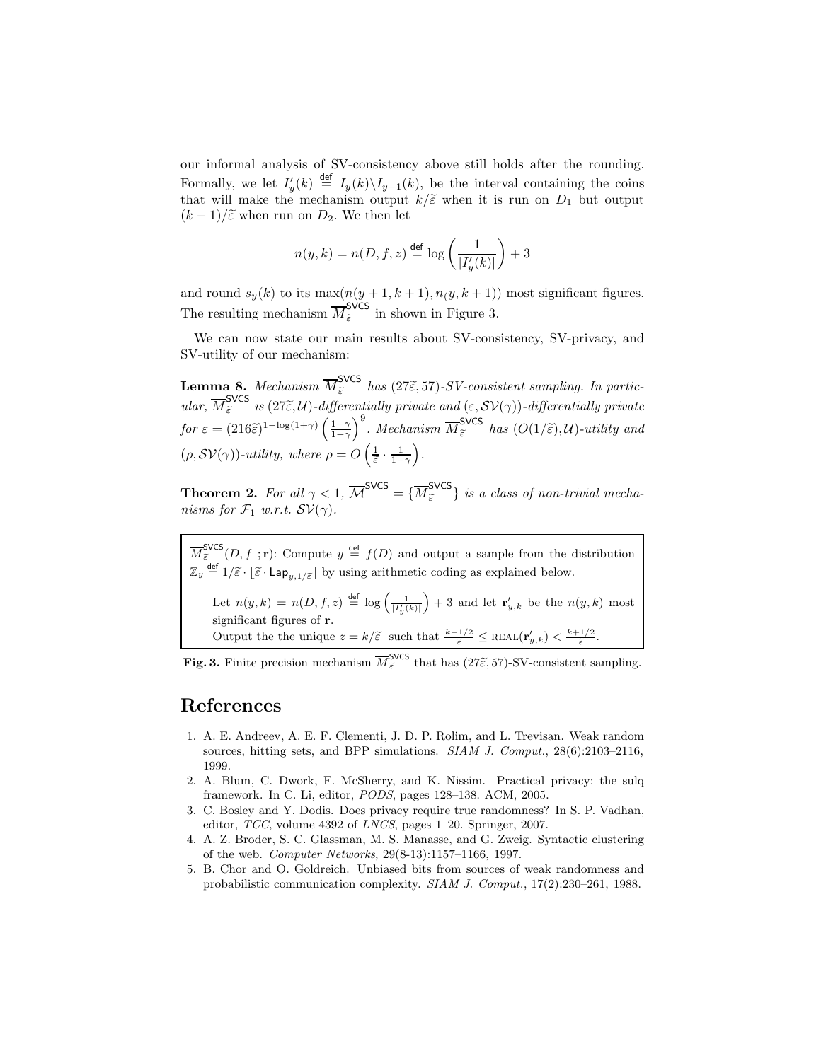our informal analysis of SV-consistency above still holds after the rounding. Formally, we let $I'_y(k) \stackrel{\mathsf{def}}{=} I_y(k) \backslash I_{y-1}(k)$, be the interval containing the coins that will make the mechanism output $k/\widetilde{\varepsilon}$ when it is run on $D_1$ but output $(k-1)/\widetilde{\varepsilon}$ when run on $D_2$. We then let

$$n(y,k) = n(D,f,z) \stackrel{\mathsf{def}}{=} \log\left(\frac{1}{|I'_y(k)|}\right) + 3$$

and round $s_y(k)$ to its $\max(n(y+1,k+1), n_(y,k+1))$ most significant figures. The resulting mechanism $\overline{M}_{\widetilde{\varepsilon}}^{\mathsf{SVCS}}$ in shown in Figure 3.

We can now state our main results about SV-consistency, SV-privacy, and SV-utility of our mechanism:

**Lemma 8.** *Mechanism $\overline{M}_{\widetilde{\varepsilon}}^{\mathsf{SVCS}}$ has $(27\widetilde{\varepsilon}, 57)$-SV-consistent sampling. In particular, $\overline{M}_{\widetilde{\varepsilon}}^{\mathsf{SVCS}}$ is $(27\widetilde{\varepsilon}, \mathcal{U})$-differentially private and $(\varepsilon, \mathcal{SV}(\gamma))$-differentially private for $\varepsilon = (216\widetilde{\varepsilon})^{1-\log(1+\gamma)}\left(\frac{1+\gamma}{1-\gamma}\right)^9$. Mechanism $\overline{M}_{\widetilde{\varepsilon}}^{\mathsf{SVCS}}$ has $(O(1/\widetilde{\varepsilon}), \mathcal{U})$-utility and $(\rho, \mathcal{SV}(\gamma))$-utility, where $\rho = O\left(\frac{1}{\widetilde{\varepsilon}} \cdot \frac{1}{1-\gamma}\right)$.*

**Theorem 2.** *For all $\gamma < 1$, $\overline{\mathcal{M}}^{\mathsf{SVCS}} = \{\overline{M}_{\widetilde{\varepsilon}}^{\mathsf{SVCS}}\}$ is a class of non-trivial mechanisms for $\mathcal{F}_1$ w.r.t. $\mathcal{SV}(\gamma)$.*

$\overline{M}_{\widetilde{\varepsilon}}^{\mathsf{SVCS}}(D, f\ ; \mathbf{r})$: Compute $y \stackrel{\mathsf{def}}{=} f(D)$ and output a sample from the distribution $\mathbb{Z}_y \stackrel{\mathsf{def}}{=} 1/\widetilde{\varepsilon} \cdot \lfloor \widetilde{\varepsilon} \cdot \mathsf{Lap}_{y,1/\widetilde{\varepsilon}} \rceil$ by using arithmetic coding as explained below.

- Let $n(y,k) = n(D,f,z) \stackrel{\mathsf{def}}{=} \log\left(\frac{1}{|I'_y(k)|}\right) + 3$ and let $\mathbf{r}'_{y,k}$ be the $n(y,k)$ most significant figures of $\mathbf{r}$.
- Output the the unique $z = k/\widetilde{\varepsilon}$ such that $\frac{k-1/2}{\widetilde{\varepsilon}} \leq \text{REAL}(\mathbf{r}'_{y,k}) < \frac{k+1/2}{\widetilde{\varepsilon}}$.

**Fig. 3.** Finite precision mechanism $\overline{M}_{\widetilde{\varepsilon}}^{\mathsf{SVCS}}$ that has $(27\widetilde{\varepsilon}, 57)$-SV-consistent sampling.

# References

1. A. E. Andreev, A. E. F. Clementi, J. D. P. Rolim, and L. Trevisan. Weak random sources, hitting sets, and BPP simulations. *SIAM J. Comput.*, 28(6):2103–2116, 1999.
2. A. Blum, C. Dwork, F. McSherry, and K. Nissim. Practical privacy: the sulq framework. In C. Li, editor, *PODS*, pages 128–138. ACM, 2005.
3. C. Bosley and Y. Dodis. Does privacy require true randomness? In S. P. Vadhan, editor, *TCC*, volume 4392 of *LNCS*, pages 1–20. Springer, 2007.
4. A. Z. Broder, S. C. Glassman, M. S. Manasse, and G. Zweig. Syntactic clustering of the web. *Computer Networks*, 29(8-13):1157–1166, 1997.
5. B. Chor and O. Goldreich. Unbiased bits from sources of weak randomness and probabilistic communication complexity. *SIAM J. Comput.*, 17(2):230–261, 1988.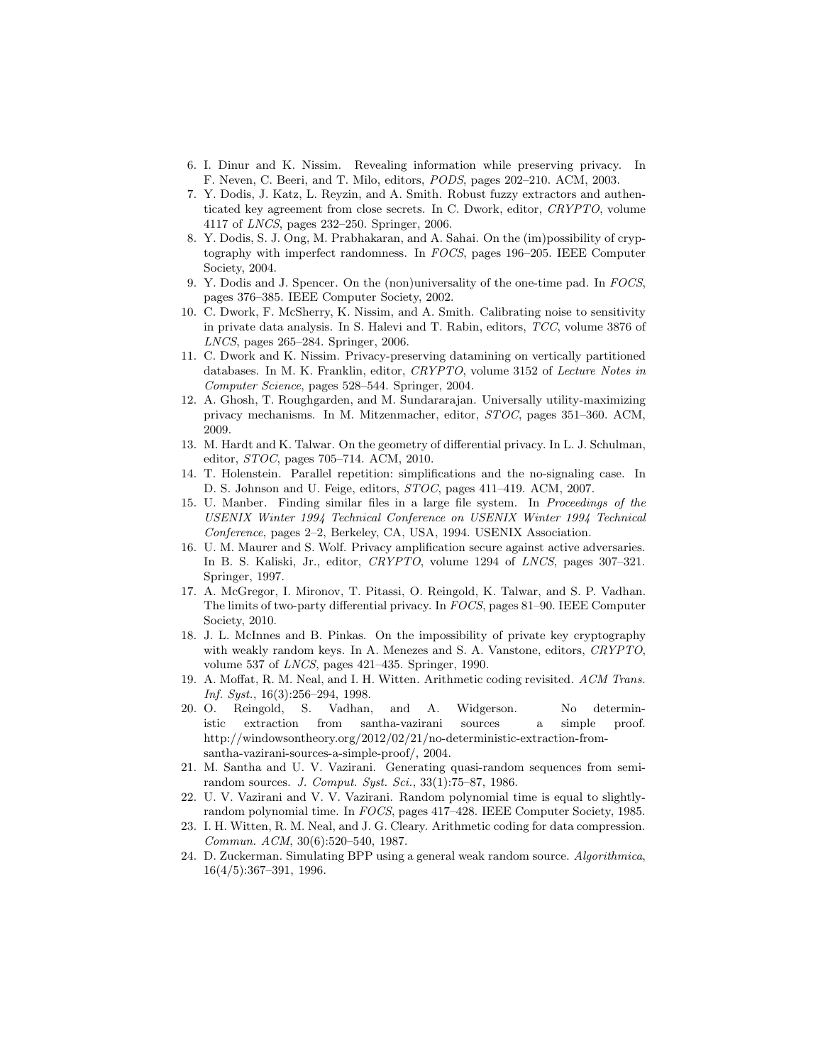6. I. Dinur and K. Nissim. Revealing information while preserving privacy. In F. Neven, C. Beeri, and T. Milo, editors, *PODS*, pages 202–210. ACM, 2003.
7. Y. Dodis, J. Katz, L. Reyzin, and A. Smith. Robust fuzzy extractors and authenticated key agreement from close secrets. In C. Dwork, editor, *CRYPTO*, volume 4117 of *LNCS*, pages 232–250. Springer, 2006.
8. Y. Dodis, S. J. Ong, M. Prabhakaran, and A. Sahai. On the (im)possibility of cryptography with imperfect randomness. In *FOCS*, pages 196–205. IEEE Computer Society, 2004.
9. Y. Dodis and J. Spencer. On the (non)universality of the one-time pad. In *FOCS*, pages 376–385. IEEE Computer Society, 2002.
10. C. Dwork, F. McSherry, K. Nissim, and A. Smith. Calibrating noise to sensitivity in private data analysis. In S. Halevi and T. Rabin, editors, *TCC*, volume 3876 of *LNCS*, pages 265–284. Springer, 2006.
11. C. Dwork and K. Nissim. Privacy-preserving datamining on vertically partitioned databases. In M. K. Franklin, editor, *CRYPTO*, volume 3152 of *Lecture Notes in Computer Science*, pages 528–544. Springer, 2004.
12. A. Ghosh, T. Roughgarden, and M. Sundararajan. Universally utility-maximizing privacy mechanisms. In M. Mitzenmacher, editor, *STOC*, pages 351–360. ACM, 2009.
13. M. Hardt and K. Talwar. On the geometry of differential privacy. In L. J. Schulman, editor, *STOC*, pages 705–714. ACM, 2010.
14. T. Holenstein. Parallel repetition: simplifications and the no-signaling case. In D. S. Johnson and U. Feige, editors, *STOC*, pages 411–419. ACM, 2007.
15. U. Manber. Finding similar files in a large file system. In *Proceedings of the USENIX Winter 1994 Technical Conference on USENIX Winter 1994 Technical Conference*, pages 2–2, Berkeley, CA, USA, 1994. USENIX Association.
16. U. M. Maurer and S. Wolf. Privacy amplification secure against active adversaries. In B. S. Kaliski, Jr., editor, *CRYPTO*, volume 1294 of *LNCS*, pages 307–321. Springer, 1997.
17. A. McGregor, I. Mironov, T. Pitassi, O. Reingold, K. Talwar, and S. P. Vadhan. The limits of two-party differential privacy. In *FOCS*, pages 81–90. IEEE Computer Society, 2010.
18. J. L. McInnes and B. Pinkas. On the impossibility of private key cryptography with weakly random keys. In A. Menezes and S. A. Vanstone, editors, *CRYPTO*, volume 537 of *LNCS*, pages 421–435. Springer, 1990.
19. A. Moffat, R. M. Neal, and I. H. Witten. Arithmetic coding revisited. *ACM Trans. Inf. Syst.*, 16(3):256–294, 1998.
20. O. Reingold, S. Vadhan, and A. Widgerson. No deterministic extraction from santha-vazirani sources a simple proof. http://windowsontheory.org/2012/02/21/no-deterministic-extraction-from-santha-vazirani-sources-a-simple-proof/, 2004.
21. M. Santha and U. V. Vazirani. Generating quasi-random sequences from semi-random sources. *J. Comput. Syst. Sci.*, 33(1):75–87, 1986.
22. U. V. Vazirani and V. V. Vazirani. Random polynomial time is equal to slightly-random polynomial time. In *FOCS*, pages 417–428. IEEE Computer Society, 1985.
23. I. H. Witten, R. M. Neal, and J. G. Cleary. Arithmetic coding for data compression. *Commun. ACM*, 30(6):520–540, 1987.
24. D. Zuckerman. Simulating BPP using a general weak random source. *Algorithmica*, 16(4/5):367–391, 1996.